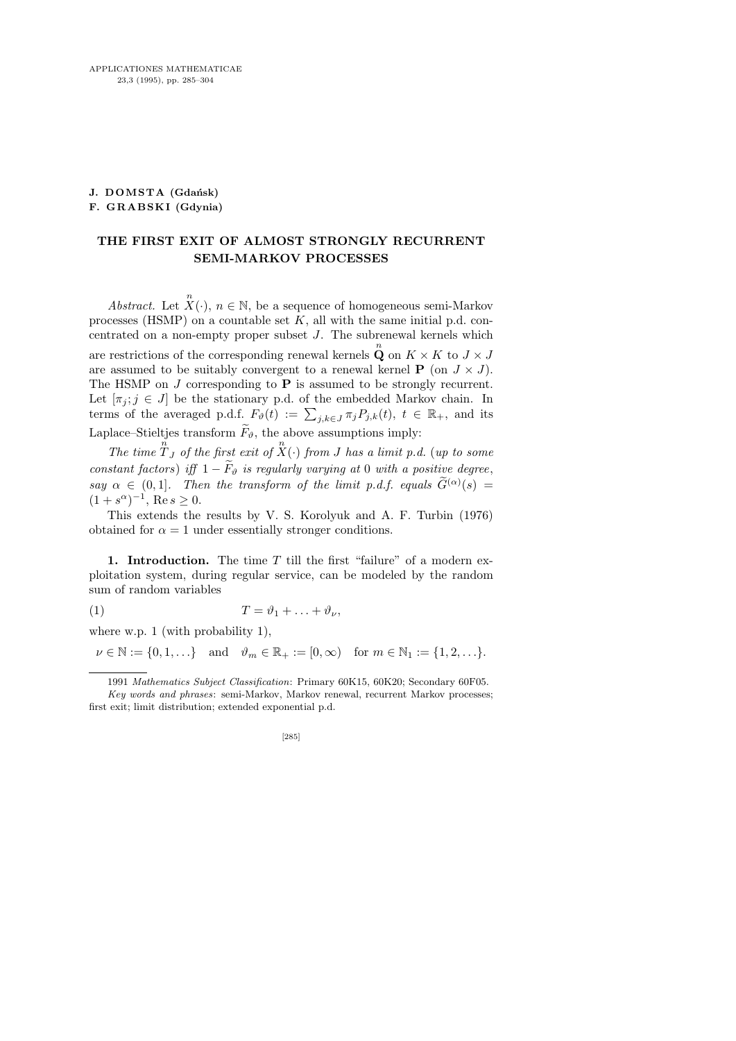J. DOMSTA (Gdańsk)
F. GRABSKI (Gdynia)

# THE FIRST EXIT OF ALMOST STRONGLY RECURRENT SEMI-MARKOV PROCESSES

*Abstract.* Let $\overset{n}{X}(\cdot)$, $n \in \mathbb{N}$, be a sequence of homogeneous semi-Markov processes (HSMP) on a countable set $K$, all with the same initial p.d. concentrated on a non-empty proper subset $J$. The subrenewal kernels which are restrictions of the corresponding renewal kernels $\overset{n}{\mathbf{Q}}$ on $K \times K$ to $J \times J$ are assumed to be suitably convergent to a renewal kernel $\mathbf{P}$ (on $J \times J$). The HSMP on $J$ corresponding to $\mathbf{P}$ is assumed to be strongly recurrent. Let $[\pi_j; j \in J]$ be the stationary p.d. of the embedded Markov chain. In terms of the averaged p.d.f. $F_\vartheta(t) := \sum_{j,k \in J} \pi_j P_{j,k}(t)$, $t \in \mathbb{R}_+$, and its Laplace–Stieltjes transform $\widetilde{F}_\vartheta$, the above assumptions imply:

*The time $\overset{n}{T}_J$ of the first exit of $\overset{n}{X}(\cdot)$ from $J$ has a limit p.d.* (*up to some constant factors*) *iff $1 - \widetilde{F}_\vartheta$ is regularly varying at 0 with a positive degree, say $\alpha \in (0, 1]$. Then the transform of the limit p.d.f. equals $\widetilde{G}^{(\alpha)}(s) = (1 + s^\alpha)^{-1}$, $\operatorname{Re} s \geq 0$.*

This extends the results by V. S. Korolyuk and A. F. Turbin (1976) obtained for $\alpha = 1$ under essentially stronger conditions.

**1. Introduction.** The time $T$ till the first "failure" of a modern exploitation system, during regular service, can be modeled by the random sum of random variables

$$T = \vartheta_1 + \ldots + \vartheta_\nu, \tag{1}$$

where w.p. 1 (with probability 1),

$$\nu \in \mathbb{N} := \{0, 1, \ldots\} \quad \text{and} \quad \vartheta_m \in \mathbb{R}_+ := [0, \infty) \quad \text{for } m \in \mathbb{N}_1 := \{1, 2, \ldots\}.$$

---

1991 *Mathematics Subject Classification*: Primary 60K15, 60K20; Secondary 60F05.

*Key words and phrases*: semi-Markov, Markov renewal, recurrent Markov processes; first exit; limit distribution; extended exponential p.d.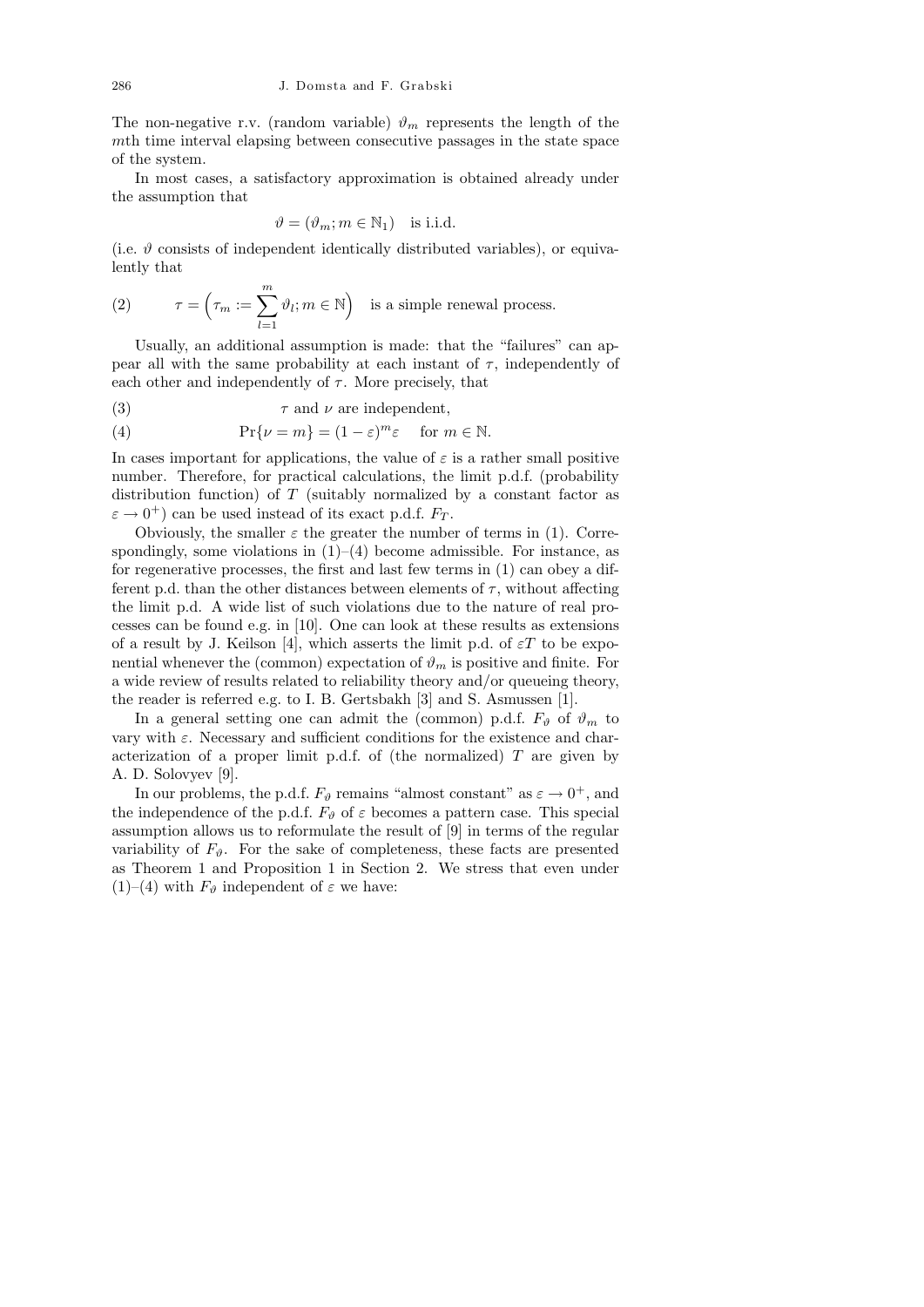The non-negative r.v. (random variable) $\vartheta_m$ represents the length of the $m$th time interval elapsing between consecutive passages in the state space of the system.

In most cases, a satisfactory approximation is obtained already under the assumption that

$$\vartheta = (\vartheta_m; m \in \mathbb{N}_1) \quad \text{is i.i.d.}$$

(i.e. $\vartheta$ consists of independent identically distributed variables), or equivalently that

$$\tau = \Big(\tau_m := \sum_{l=1}^{m} \vartheta_l; m \in \mathbb{N}\Big) \quad \text{is a simple renewal process.} \tag{2}$$

Usually, an additional assumption is made: that the "failures" can appear all with the same probability at each instant of $\tau$, independently of each other and independently of $\tau$. More precisely, that

$$\tau \text{ and } \nu \text{ are independent,} \tag{3}$$

$$\Pr\{\nu = m\} = (1-\varepsilon)^m \varepsilon \quad \text{for } m \in \mathbb{N}. \tag{4}$$

In cases important for applications, the value of $\varepsilon$ is a rather small positive number. Therefore, for practical calculations, the limit p.d.f. (probability distribution function) of $T$ (suitably normalized by a constant factor as $\varepsilon \to 0^+$) can be used instead of its exact p.d.f. $F_T$.

Obviously, the smaller $\varepsilon$ the greater the number of terms in (1). Correspondingly, some violations in (1)–(4) become admissible. For instance, as for regenerative processes, the first and last few terms in (1) can obey a different p.d. than the other distances between elements of $\tau$, without affecting the limit p.d. A wide list of such violations due to the nature of real processes can be found e.g. in [10]. One can look at these results as extensions of a result by J. Keilson [4], which asserts the limit p.d. of $\varepsilon T$ to be exponential whenever the (common) expectation of $\vartheta_m$ is positive and finite. For a wide review of results related to reliability theory and/or queueing theory, the reader is referred e.g. to I. B. Gertsbakh [3] and S. Asmussen [1].

In a general setting one can admit the (common) p.d.f. $F_\vartheta$ of $\vartheta_m$ to vary with $\varepsilon$. Necessary and sufficient conditions for the existence and characterization of a proper limit p.d.f. of (the normalized) $T$ are given by A. D. Solovyev [9].

In our problems, the p.d.f. $F_\vartheta$ remains "almost constant" as $\varepsilon \to 0^+$, and the independence of the p.d.f. $F_\vartheta$ of $\varepsilon$ becomes a pattern case. This special assumption allows us to reformulate the result of [9] in terms of the regular variability of $F_\vartheta$. For the sake of completeness, these facts are presented as Theorem 1 and Proposition 1 in Section 2. We stress that even under (1)–(4) with $F_\vartheta$ independent of $\varepsilon$ we have: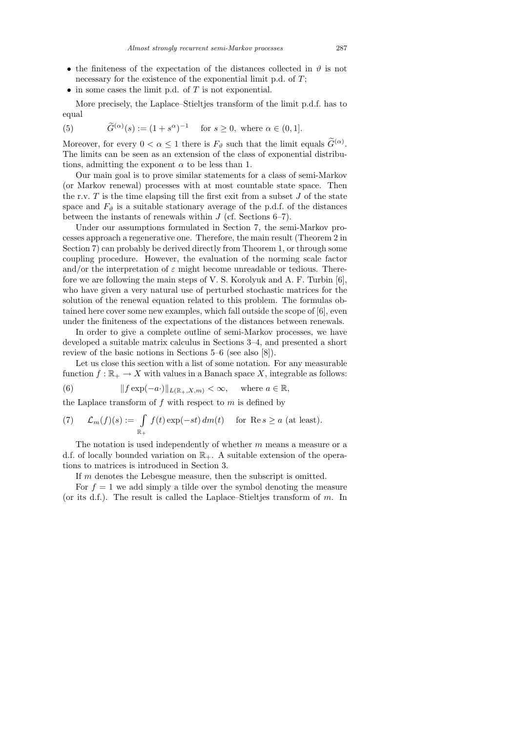- the finiteness of the expectation of the distances collected in $\vartheta$ is not necessary for the existence of the exponential limit p.d. of $T$;
- in some cases the limit p.d. of $T$ is not exponential.

More precisely, the Laplace–Stieltjes transform of the limit p.d.f. has to equal

$$\widetilde{G}^{(\alpha)}(s) := (1 + s^{\alpha})^{-1} \quad \text{for } s \geq 0, \text{ where } \alpha \in (0, 1]. \tag{5}$$

Moreover, for every $0 < \alpha \leq 1$ there is $F_{\vartheta}$ such that the limit equals $\widetilde{G}^{(\alpha)}$. The limits can be seen as an extension of the class of exponential distributions, admitting the exponent $\alpha$ to be less than 1.

Our main goal is to prove similar statements for a class of semi-Markov (or Markov renewal) processes with at most countable state space. Then the r.v. $T$ is the time elapsing till the first exit from a subset $J$ of the state space and $F_{\vartheta}$ is a suitable stationary average of the p.d.f. of the distances between the instants of renewals within $J$ (cf. Sections 6–7).

Under our assumptions formulated in Section 7, the semi-Markov processes approach a regenerative one. Therefore, the main result (Theorem 2 in Section 7) can probably be derived directly from Theorem 1, or through some coupling procedure. However, the evaluation of the norming scale factor and/or the interpretation of $\varepsilon$ might become unreadable or tedious. Therefore we are following the main steps of V. S. Korolyuk and A. F. Turbin [6], who have given a very natural use of perturbed stochastic matrices for the solution of the renewal equation related to this problem. The formulas obtained here cover some new examples, which fall outside the scope of [6], even under the finiteness of the expectations of the distances between renewals.

In order to give a complete outline of semi-Markov processes, we have developed a suitable matrix calculus in Sections 3–4, and presented a short review of the basic notions in Sections 5–6 (see also [8]).

Let us close this section with a list of some notation. For any measurable function $f : \mathbb{R}_+ \to X$ with values in a Banach space $X$, integrable as follows:

$$\|f \exp(-a\cdot)\|_{L(\mathbb{R}_+, X, m)} < \infty, \quad \text{where } a \in \mathbb{R}, \tag{6}$$

the Laplace transform of $f$ with respect to $m$ is defined by

$$\mathcal{L}_m(f)(s) := \int_{\mathbb{R}_+} f(t) \exp(-st)\, dm(t) \quad \text{for } \operatorname{Re} s \geq a \text{ (at least)}. \tag{7}$$

The notation is used independently of whether $m$ means a measure or a d.f. of locally bounded variation on $\mathbb{R}_+$. A suitable extension of the operations to matrices is introduced in Section 3.

If $m$ denotes the Lebesgue measure, then the subscript is omitted.

For $f = 1$ we add simply a tilde over the symbol denoting the measure (or its d.f.). The result is called the Laplace–Stieltjes transform of $m$. In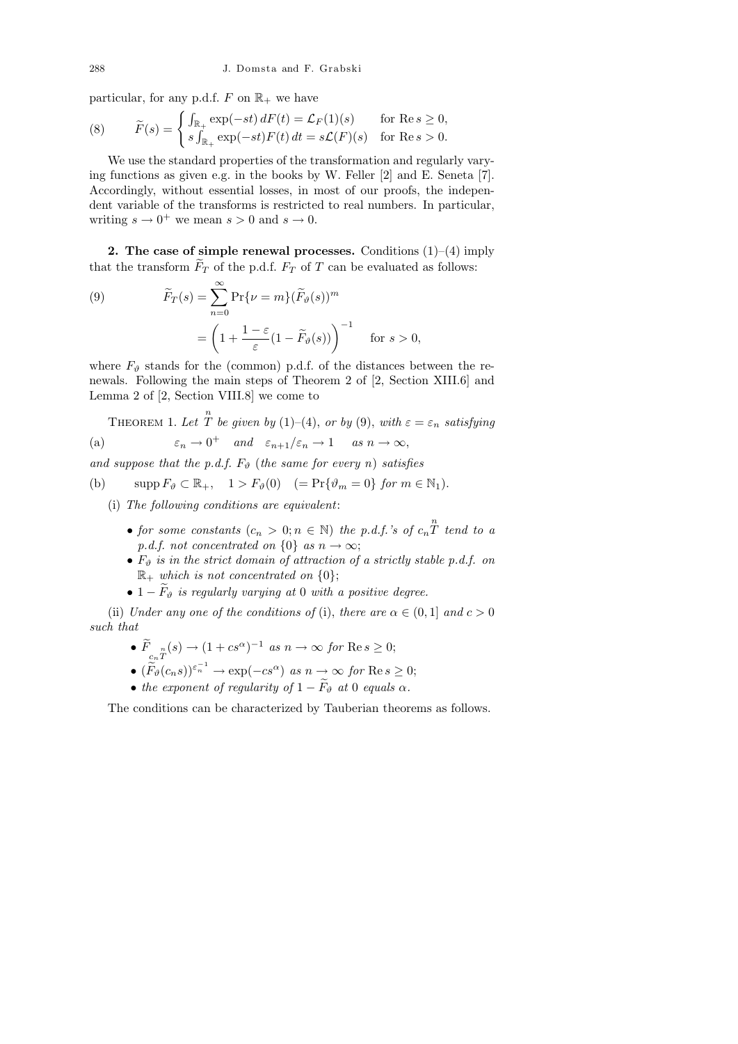particular, for any p.d.f. $F$ on $\mathbb{R}_+$ we have

$$
\widetilde{F}(s) = \begin{cases} \int_{\mathbb{R}_+} \exp(-st)\, dF(t) = \mathcal{L}_F(1)(s) & \text{for } \operatorname{Re} s \geq 0, \\ s \int_{\mathbb{R}_+} \exp(-st) F(t)\, dt = s\mathcal{L}(F)(s) & \text{for } \operatorname{Re} s > 0. \end{cases} \tag{8}
$$

We use the standard properties of the transformation and regularly varying functions as given e.g. in the books by W. Feller [2] and E. Seneta [7]. Accordingly, without essential losses, in most of our proofs, the independent variable of the transforms is restricted to real numbers. In particular, writing $s \to 0^+$ we mean $s > 0$ and $s \to 0$.

**2. The case of simple renewal processes.** Conditions (1)–(4) imply that the transform $\widetilde{F}_T$ of the p.d.f. $F_T$ of $T$ can be evaluated as follows:

$$
\begin{aligned}
\widetilde{F}_T(s) &= \sum_{n=0}^{\infty} \Pr\{\nu = m\} (\widetilde{F}_\vartheta(s))^m \\
&= \left(1 + \frac{1-\varepsilon}{\varepsilon}(1 - \widetilde{F}_\vartheta(s))\right)^{-1} \quad \text{for } s > 0,
\end{aligned} \tag{9}
$$

where $F_\vartheta$ stands for the (common) p.d.f. of the distances between the renewals. Following the main steps of Theorem 2 of [2, Section XIII.6] and Lemma 2 of [2, Section VIII.8] we come to

THEOREM 1. *Let $\overset{n}{T}$ be given by (1)–(4), or by (9), with $\varepsilon = \varepsilon_n$ satisfying*

$$
\varepsilon_n \to 0^+ \quad \text{and} \quad \varepsilon_{n+1}/\varepsilon_n \to 1 \quad \text{as } n \to \infty, \tag{a}
$$

*and suppose that the p.d.f. $F_\vartheta$ (the same for every $n$) satisfies*

$$
\operatorname{supp} F_\vartheta \subset \mathbb{R}_+, \quad 1 > F_\vartheta(0) \quad (= \Pr\{\vartheta_m = 0\} \text{ for } m \in \mathbb{N}_1). \tag{b}
$$

(i) *The following conditions are equivalent*:

- *for some constants $(c_n > 0; n \in \mathbb{N})$ the p.d.f.'s of $c_n \overset{n}{T}$ tend to a p.d.f. not concentrated on $\{0\}$ as $n \to \infty$;*
- *$F_\vartheta$ is in the strict domain of attraction of a strictly stable p.d.f. on $\mathbb{R}_+$ which is not concentrated on $\{0\}$;*
- *$1 - \widetilde{F}_\vartheta$ is regularly varying at $0$ with a positive degree.*

(ii) *Under any one of the conditions of* (i), *there are $\alpha \in (0, 1]$ and $c > 0$ such that*

- *$\widetilde{F}_{c_n \overset{n}{T}}(s) \to (1 + cs^\alpha)^{-1}$ as $n \to \infty$ for $\operatorname{Re} s \geq 0$;*
- *$(\widetilde{F}_\vartheta(c_n s))^{\varepsilon_n^{-1}} \to \exp(-cs^\alpha)$ as $n \to \infty$ for $\operatorname{Re} s \geq 0$;*
- *the exponent of regularity of $1 - \widetilde{F}_\vartheta$ at $0$ equals $\alpha$.*

The conditions can be characterized by Tauberian theorems as follows.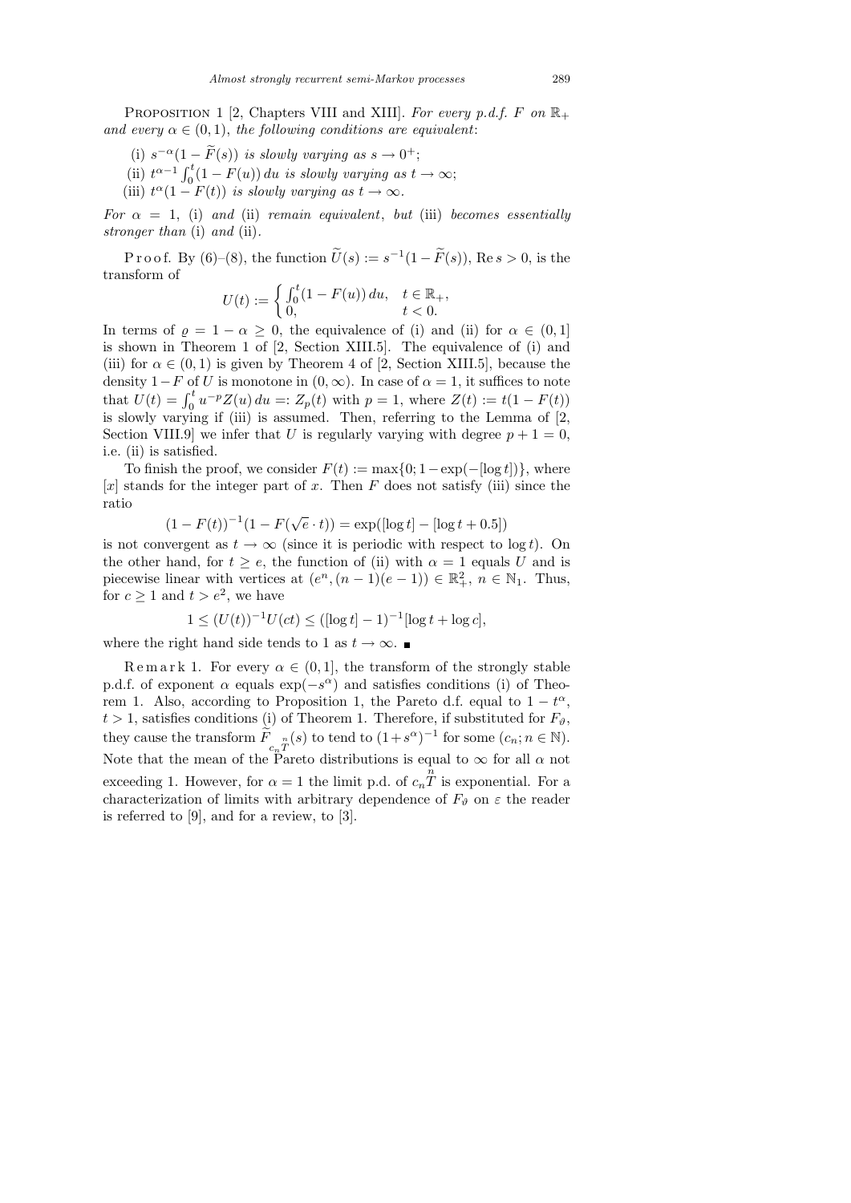Proposition 1 [2, Chapters VIII and XIII]. *For every p.d.f. $F$ on $\mathbb{R}_+$ and every $\alpha \in (0,1)$, the following conditions are equivalent*:

(i) $s^{-\alpha}(1-\widetilde{F}(s))$ *is slowly varying as* $s \to 0^+$;

(ii) $t^{\alpha-1}\int_0^t (1-F(u))\,du$ *is slowly varying as* $t \to \infty$;

(iii) $t^{\alpha}(1-F(t))$ *is slowly varying as* $t \to \infty$.

*For* $\alpha = 1$, (i) *and* (ii) *remain equivalent*, *but* (iii) *becomes essentially stronger than* (i) *and* (ii).

Proof. By (6)–(8), the function $\widetilde{U}(s) := s^{-1}(1-\widetilde{F}(s))$, $\operatorname{Re} s > 0$, is the transform of

$$U(t) := \begin{cases} \int_0^t (1-F(u))\,du, & t \in \mathbb{R}_+, \\ 0, & t < 0. \end{cases}$$

In terms of $\varrho = 1-\alpha \geq 0$, the equivalence of (i) and (ii) for $\alpha \in (0,1]$ is shown in Theorem 1 of [2, Section XIII.5]. The equivalence of (i) and (iii) for $\alpha \in (0,1)$ is given by Theorem 4 of [2, Section XIII.5], because the density $1-F$ of $U$ is monotone in $(0,\infty)$. In case of $\alpha = 1$, it suffices to note that $U(t) = \int_0^t u^{-p}Z(u)\,du =: Z_p(t)$ with $p = 1$, where $Z(t) := t(1-F(t))$ is slowly varying if (iii) is assumed. Then, referring to the Lemma of [2, Section VIII.9] we infer that $U$ is regularly varying with degree $p+1 = 0$, i.e. (ii) is satisfied.

To finish the proof, we consider $F(t) := \max\{0; 1-\exp(-[\log t])\}$, where $[x]$ stands for the integer part of $x$. Then $F$ does not satisfy (iii) since the ratio

$$(1-F(t))^{-1}(1-F(\sqrt{e}\cdot t)) = \exp([\log t] - [\log t + 0.5])$$

is not convergent as $t \to \infty$ (since it is periodic with respect to $\log t$). On the other hand, for $t \geq e$, the function of (ii) with $\alpha = 1$ equals $U$ and is piecewise linear with vertices at $(e^n, (n-1)(e-1)) \in \mathbb{R}_+^2$, $n \in \mathbb{N}_1$. Thus, for $c \geq 1$ and $t > e^2$, we have

$$1 \leq (U(t))^{-1}U(ct) \leq ([\log t]-1)^{-1}[\log t + \log c],$$

where the right hand side tends to 1 as $t \to \infty$. ∎

Remark 1. For every $\alpha \in (0,1]$, the transform of the strongly stable p.d.f. of exponent $\alpha$ equals $\exp(-s^{\alpha})$ and satisfies conditions (i) of Theorem 1. Also, according to Proposition 1, the Pareto d.f. equal to $1-t^{\alpha}$, $t > 1$, satisfies conditions (i) of Theorem 1. Therefore, if substituted for $F_{\vartheta}$, they cause the transform $\widetilde{F}_{c_n \overset{n}{T}}(s)$ to tend to $(1+s^{\alpha})^{-1}$ for some $(c_n; n \in \mathbb{N})$. Note that the mean of the Pareto distributions is equal to $\infty$ for all $\alpha$ not exceeding 1. However, for $\alpha = 1$ the limit p.d. of $c_n \overset{n}{T}$ is exponential. For a characterization of limits with arbitrary dependence of $F_{\vartheta}$ on $\varepsilon$ the reader is referred to [9], and for a review, to [3].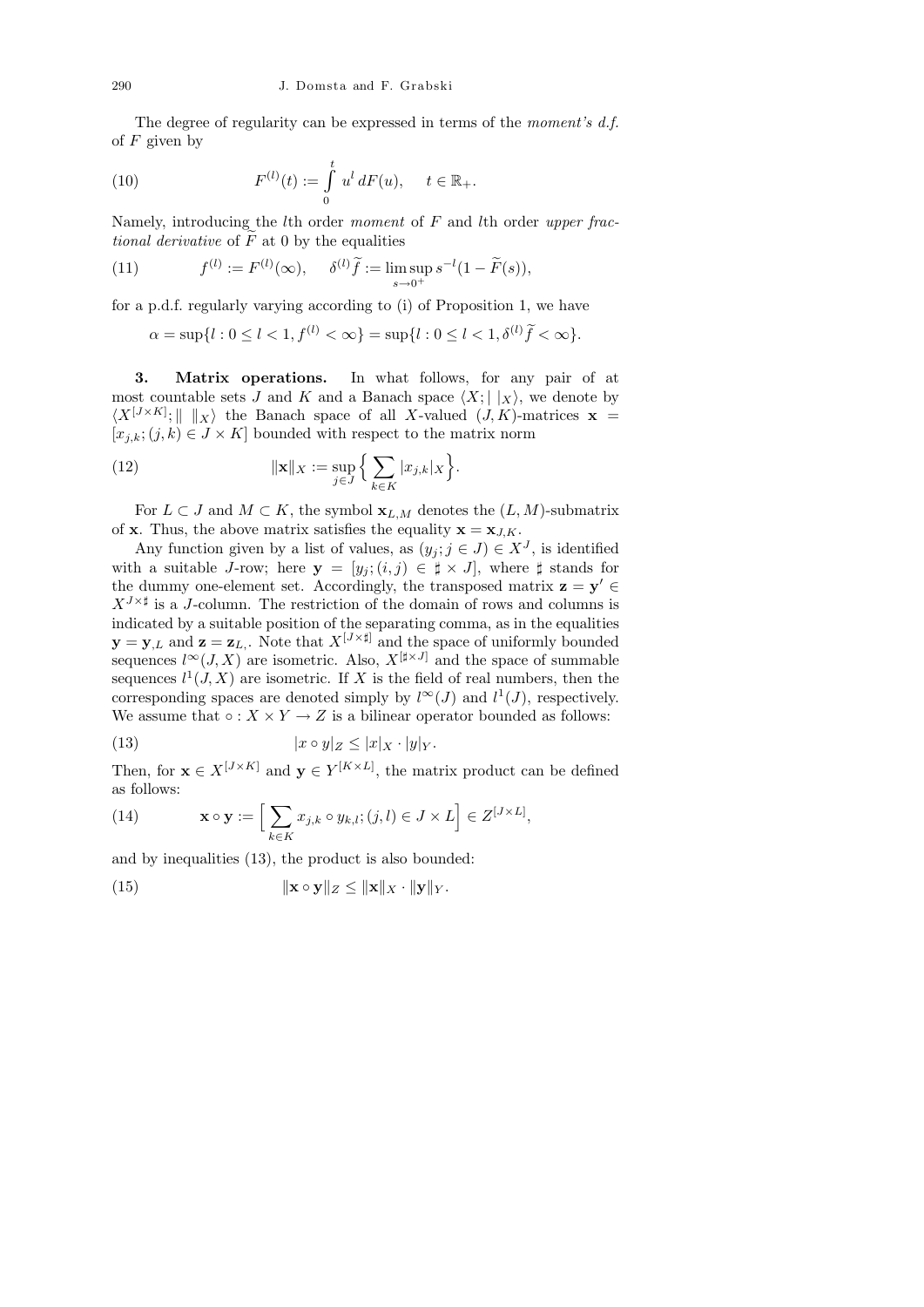The degree of regularity can be expressed in terms of the *moment's d.f.* of $F$ given by

$$F^{(l)}(t) := \int_0^t u^l \, dF(u), \quad t \in \mathbb{R}_+. \tag{10}$$

Namely, introducing the $l$th order *moment* of $F$ and $l$th order *upper fractional derivative* of $\widetilde{F}$ at 0 by the equalities

$$f^{(l)} := F^{(l)}(\infty), \quad \delta^{(l)}\widetilde{f} := \limsup_{s\to 0^+} s^{-l}(1 - \widetilde{F}(s)), \tag{11}$$

for a p.d.f. regularly varying according to (i) of Proposition 1, we have

$$\alpha = \sup\{l : 0 \le l < 1, f^{(l)} < \infty\} = \sup\{l : 0 \le l < 1, \delta^{(l)}\widetilde{f} < \infty\}.$$

## 3. Matrix operations.

In what follows, for any pair of at most countable sets $J$ and $K$ and a Banach space $\langle X; |\ |_X\rangle$, we denote by $\langle X^{[J\times K]}; \|\ \|_X\rangle$ the Banach space of all $X$-valued $(J,K)$-matrices $\mathbf{x} = [x_{j,k}; (j,k) \in J \times K]$ bounded with respect to the matrix norm

$$\|\mathbf{x}\|_X := \sup_{j\in J}\Big\{\sum_{k\in K} |x_{j,k}|_X\Big\}. \tag{12}$$

For $L \subset J$ and $M \subset K$, the symbol $\mathbf{x}_{L,M}$ denotes the $(L,M)$-submatrix of $\mathbf{x}$. Thus, the above matrix satisfies the equality $\mathbf{x} = \mathbf{x}_{J,K}$.

Any function given by a list of values, as $(y_j; j \in J) \in X^J$, is identified with a suitable $J$-row; here $\mathbf{y} = [y_j; (i,j) \in \sharp \times J]$, where $\sharp$ stands for the dummy one-element set. Accordingly, the transposed matrix $\mathbf{z} = \mathbf{y}' \in X^{J\times\sharp}$ is a $J$-column. The restriction of the domain of rows and columns is indicated by a suitable position of the separating comma, as in the equalities $\mathbf{y} = \mathbf{y}_{,L}$ and $\mathbf{z} = \mathbf{z}_{L,}$. Note that $X^{[J\times\sharp]}$ and the space of uniformly bounded sequences $l^\infty(J,X)$ are isometric. Also, $X^{[\sharp\times J]}$ and the space of summable sequences $l^1(J,X)$ are isometric. If $X$ is the field of real numbers, then the corresponding spaces are denoted simply by $l^\infty(J)$ and $l^1(J)$, respectively. We assume that $\circ : X \times Y \to Z$ is a bilinear operator bounded as follows:

$$|x \circ y|_Z \le |x|_X \cdot |y|_Y. \tag{13}$$

Then, for $\mathbf{x} \in X^{[J\times K]}$ and $\mathbf{y} \in Y^{[K\times L]}$, the matrix product can be defined as follows:

$$\mathbf{x} \circ \mathbf{y} := \Big[\sum_{k\in K} x_{j,k} \circ y_{k,l}; (j,l) \in J \times L\Big] \in Z^{[J\times L]}, \tag{14}$$

and by inequalities (13), the product is also bounded:

$$\|\mathbf{x} \circ \mathbf{y}\|_Z \le \|\mathbf{x}\|_X \cdot \|\mathbf{y}\|_Y. \tag{15}$$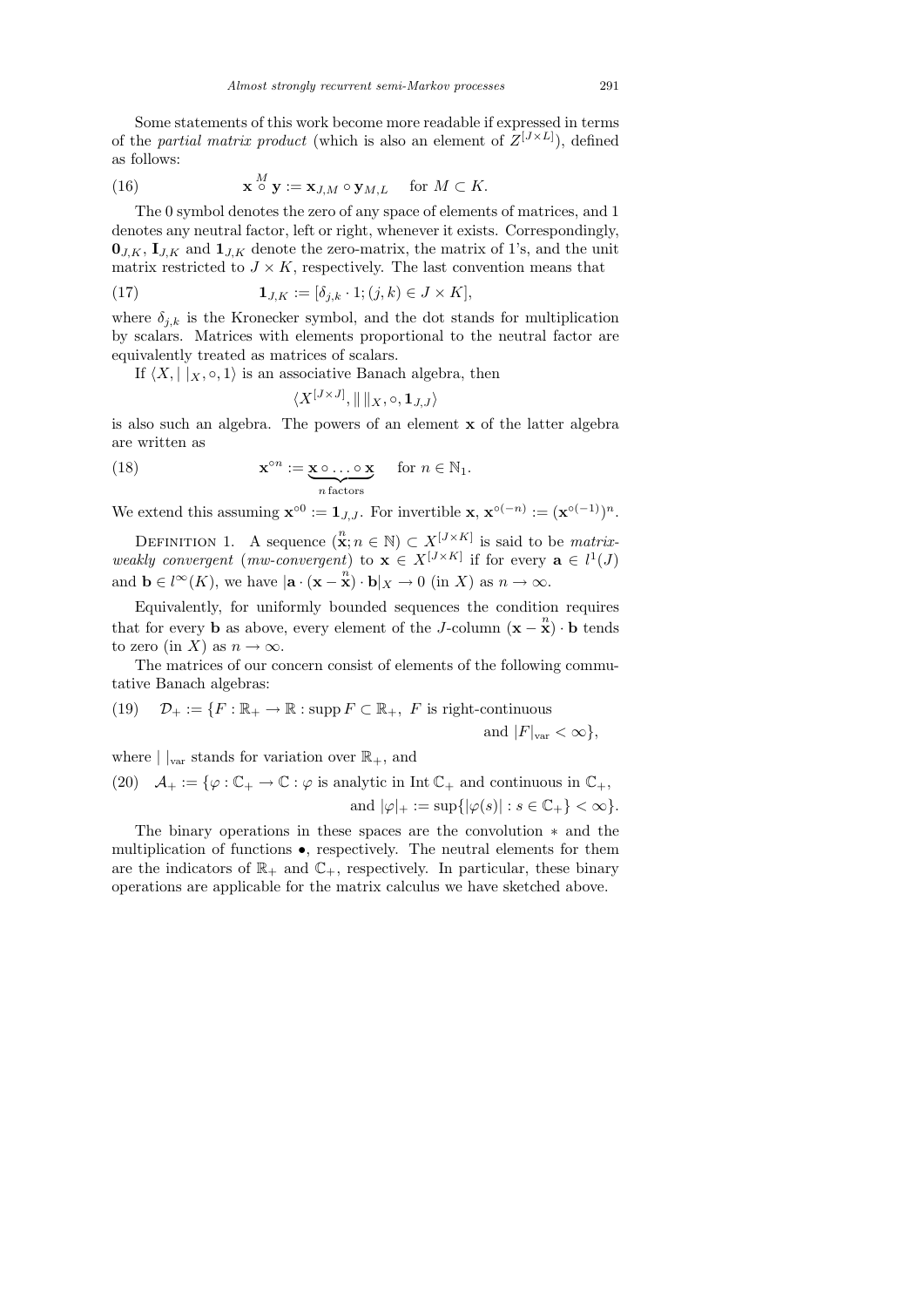Some statements of this work become more readable if expressed in terms of the *partial matrix product* (which is also an element of $Z^{[J\times L]}$), defined as follows:

$$\mathbf{x} \overset{M}{\circ} \mathbf{y} := \mathbf{x}_{J,M} \circ \mathbf{y}_{M,L} \quad \text{for } M \subset K. \tag{16}$$

The 0 symbol denotes the zero of any space of elements of matrices, and 1 denotes any neutral factor, left or right, whenever it exists. Correspondingly, $\mathbf{0}_{J,K}$, $\mathbf{I}_{J,K}$ and $\mathbf{1}_{J,K}$ denote the zero-matrix, the matrix of 1's, and the unit matrix restricted to $J \times K$, respectively. The last convention means that

$$\mathbf{1}_{J,K} := [\delta_{j,k} \cdot 1; (j,k) \in J \times K], \tag{17}$$

where $\delta_{j,k}$ is the Kronecker symbol, and the dot stands for multiplication by scalars. Matrices with elements proportional to the neutral factor are equivalently treated as matrices of scalars.

If $\langle X, |\,|_X, \circ, 1\rangle$ is an associative Banach algebra, then

$$\langle X^{[J\times J]}, \|\,\|_X, \circ, \mathbf{1}_{J,J}\rangle$$

is also such an algebra. The powers of an element $\mathbf{x}$ of the latter algebra are written as

$$\mathbf{x}^{\circ n} := \underbrace{\mathbf{x} \circ \ldots \circ \mathbf{x}}_{n \,\text{factors}} \quad \text{for } n \in \mathbb{N}_1. \tag{18}$$

We extend this assuming $\mathbf{x}^{\circ 0} := \mathbf{1}_{J,J}$. For invertible $\mathbf{x}$, $\mathbf{x}^{\circ(-n)} := (\mathbf{x}^{\circ(-1)})^n$.

Definition 1. A sequence $(\overset{n}{\mathbf{x}}; n \in \mathbb{N}) \subset X^{[J\times K]}$ is said to be *matrix-weakly convergent* (*mw-convergent*) to $\mathbf{x} \in X^{[J\times K]}$ if for every $\mathbf{a} \in l^1(J)$ and $\mathbf{b} \in l^\infty(K)$, we have $|\mathbf{a} \cdot (\mathbf{x} - \overset{n}{\mathbf{x}}) \cdot \mathbf{b}|_X \to 0$ (in $X$) as $n \to \infty$.

Equivalently, for uniformly bounded sequences the condition requires that for every $\mathbf{b}$ as above, every element of the $J$-column $(\mathbf{x} - \overset{n}{\mathbf{x}}) \cdot \mathbf{b}$ tends to zero (in $X$) as $n \to \infty$.

The matrices of our concern consist of elements of the following commutative Banach algebras:

$$\mathcal{D}_+ := \{F : \mathbb{R}_+ \to \mathbb{R} : \operatorname{supp} F \subset \mathbb{R}_+,\ F \text{ is right-continuous and } |F|_{\text{var}} < \infty\}, \tag{19}$$

where $|\,|_{\text{var}}$ stands for variation over $\mathbb{R}_+$, and

$$\mathcal{A}_+ := \{\varphi : \mathbb{C}_+ \to \mathbb{C} : \varphi \text{ is analytic in } \operatorname{Int}\mathbb{C}_+ \text{ and continuous in } \mathbb{C}_+, \text{ and } |\varphi|_+ := \sup\{|\varphi(s)| : s \in \mathbb{C}_+\} < \infty\}. \tag{20}$$

The binary operations in these spaces are the convolution $*$ and the multiplication of functions $\bullet$, respectively. The neutral elements for them are the indicators of $\mathbb{R}_+$ and $\mathbb{C}_+$, respectively. In particular, these binary operations are applicable for the matrix calculus we have sketched above.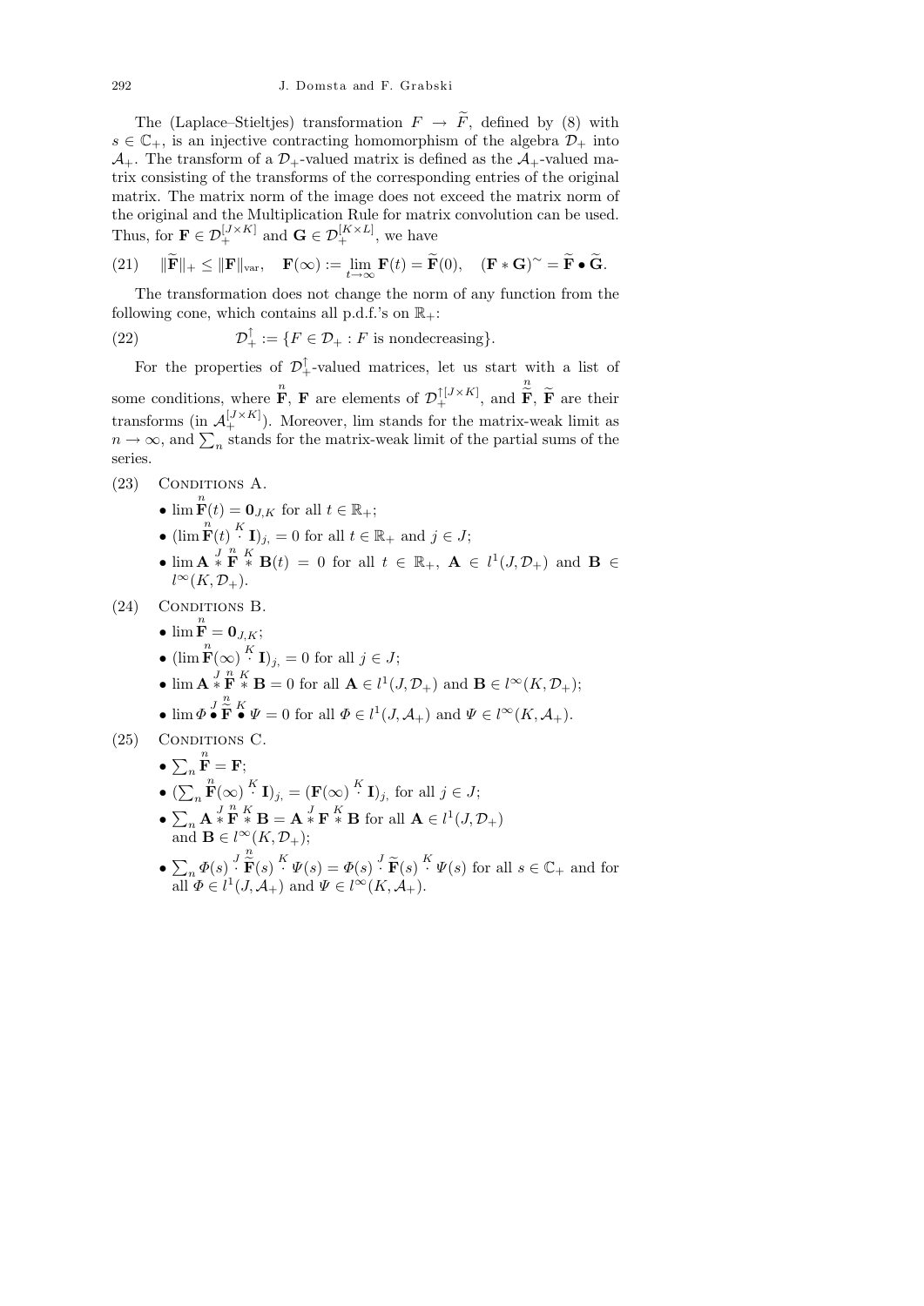The (Laplace–Stieltjes) transformation $F \to \widetilde{F}$, defined by (8) with $s \in \mathbb{C}_+$, is an injective contracting homomorphism of the algebra $\mathcal{D}_+$ into $\mathcal{A}_+$. The transform of a $\mathcal{D}_+$-valued matrix is defined as the $\mathcal{A}_+$-valued matrix consisting of the transforms of the corresponding entries of the original matrix. The matrix norm of the image does not exceed the matrix norm of the original and the Multiplication Rule for matrix convolution can be used. Thus, for $\mathbf{F} \in \mathcal{D}_+^{[J\times K]}$ and $\mathbf{G} \in \mathcal{D}_+^{[K\times L]}$, we have

$$(21) \qquad \|\widetilde{\mathbf{F}}\|_+ \le \|\mathbf{F}\|_{\mathrm{var}}, \quad \mathbf{F}(\infty) := \lim_{t\to\infty} \mathbf{F}(t) = \widetilde{\mathbf{F}}(0), \quad (\mathbf{F} * \mathbf{G})^\sim = \widetilde{\mathbf{F}} \bullet \widetilde{\mathbf{G}}.$$

The transformation does not change the norm of any function from the following cone, which contains all p.d.f.'s on $\mathbb{R}_+$:

$$(22) \qquad \mathcal{D}_+^{\uparrow} := \{F \in \mathcal{D}_+ : F \text{ is nondecreasing}\}.$$

For the properties of $\mathcal{D}_+^{\uparrow}$-valued matrices, let us start with a list of some conditions, where $\overset{n}{\mathbf{F}}$, $\mathbf{F}$ are elements of $\mathcal{D}_+^{\uparrow[J\times K]}$, and $\overset{n}{\widetilde{\mathbf{F}}}$, $\widetilde{\mathbf{F}}$ are their transforms (in $\mathcal{A}_+^{[J\times K]}$). Moreover, lim stands for the matrix-weak limit as $n \to \infty$, and $\sum_n$ stands for the matrix-weak limit of the partial sums of the series.

(23) CONDITIONS A.

- $\lim \overset{n}{\mathbf{F}}(t) = \mathbf{0}_{J,K}$ for all $t \in \mathbb{R}_+$;
- $(\lim \overset{n}{\mathbf{F}}(t) \overset{K}{\cdot} \mathbf{I})_{j,} = 0$ for all $t \in \mathbb{R}_+$ and $j \in J$;
- $\lim \mathbf{A} \overset{J}{*} \overset{n}{\mathbf{F}} \overset{K}{*} \mathbf{B}(t) = 0$ for all $t \in \mathbb{R}_+$, $\mathbf{A} \in l^1(J, \mathcal{D}_+)$ and $\mathbf{B} \in l^\infty(K, \mathcal{D}_+)$.

(24) CONDITIONS B.

- $\lim \overset{n}{\mathbf{F}} = \mathbf{0}_{J,K}$;
- $(\lim \overset{n}{\mathbf{F}}(\infty) \overset{K}{\cdot} \mathbf{I})_{j,} = 0$ for all $j \in J$;
- $\lim \mathbf{A} \overset{J}{*} \overset{n}{\mathbf{F}} \overset{K}{*} \mathbf{B} = 0$ for all $\mathbf{A} \in l^1(J, \mathcal{D}_+)$ and $\mathbf{B} \in l^\infty(K, \mathcal{D}_+)$;
- $\lim \Phi \overset{J}{\bullet} \overset{n}{\widetilde{\mathbf{F}}} \overset{K}{\bullet} \Psi = 0$ for all $\Phi \in l^1(J, \mathcal{A}_+)$ and $\Psi \in l^\infty(K, \mathcal{A}_+)$.

(25) CONDITIONS C.

- $\sum_n \overset{n}{\mathbf{F}} = \mathbf{F}$;
- $(\sum_n \overset{n}{\mathbf{F}}(\infty) \overset{K}{\cdot} \mathbf{I})_{j,} = (\mathbf{F}(\infty) \overset{K}{\cdot} \mathbf{I})_{j,}$ for all $j \in J$;
- $\sum_n \mathbf{A} \overset{J}{*} \overset{n}{\mathbf{F}} \overset{K}{*} \mathbf{B} = \mathbf{A} \overset{J}{*} \mathbf{F} \overset{K}{*} \mathbf{B}$ for all $\mathbf{A} \in l^1(J, \mathcal{D}_+)$ and $\mathbf{B} \in l^\infty(K, \mathcal{D}_+)$;
- $\sum_n \Phi(s) \overset{J}{\cdot} \overset{n}{\widetilde{\mathbf{F}}}(s) \overset{K}{\cdot} \Psi(s) = \Phi(s) \overset{J}{\cdot} \widetilde{\mathbf{F}}(s) \overset{K}{\cdot} \Psi(s)$ for all $s \in \mathbb{C}_+$ and for all $\Phi \in l^1(J, \mathcal{A}_+)$ and $\Psi \in l^\infty(K, \mathcal{A}_+)$.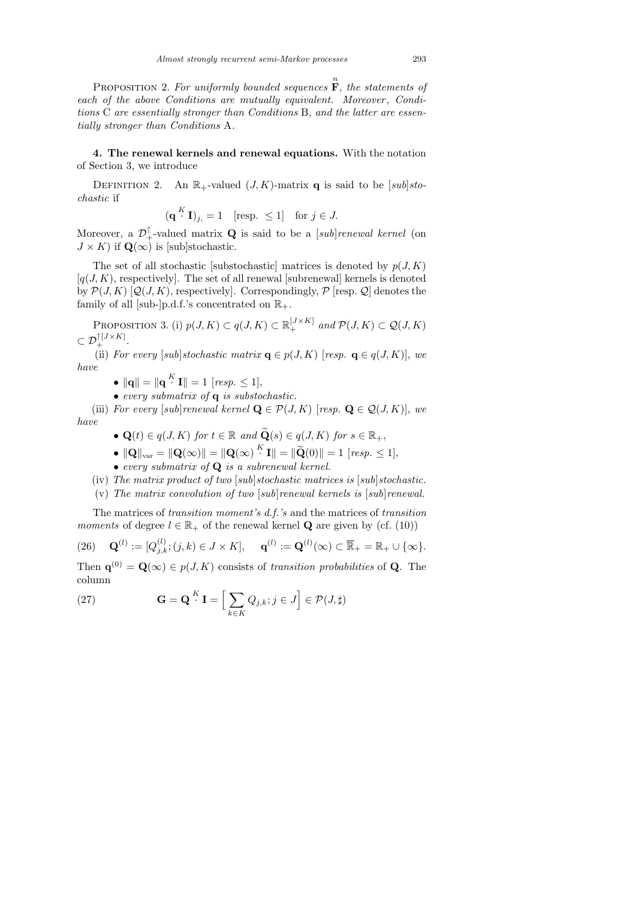Proposition 2. *For uniformly bounded sequences* $\overset{n}{\mathbf{F}}$, *the statements of each of the above Conditions are mutually equivalent. Moreover*, *Conditions* C *are essentially stronger than Conditions* B, *and the latter are essentially stronger than Conditions* A.

**4. The renewal kernels and renewal equations.** With the notation of Section 3, we introduce

Definition 2. An $\mathbb{R}_+$-valued $(J,K)$-matrix $\mathbf{q}$ is said to be [*sub*]*stochastic* if

$$(\mathbf{q} \overset{K}{\cdot} \mathbf{I})_{j,} = 1 \quad [\text{resp. } \le 1] \quad \text{for } j \in J.$$

Moreover, a $\mathcal{D}_+^{\uparrow}$-valued matrix $\mathbf{Q}$ is said to be a [*sub*]*renewal kernel* (on $J \times K$) if $\mathbf{Q}(\infty)$ is [sub]stochastic.

The set of all stochastic [substochastic] matrices is denoted by $p(J,K)$ [$q(J,K)$, respectively]. The set of all renewal [subrenewal] kernels is denoted by $\mathcal{P}(J,K)$ [$\mathcal{Q}(J,K)$, respectively]. Correspondingly, $\mathcal{P}$ [resp. $\mathcal{Q}$] denotes the family of all [sub-]p.d.f.'s concentrated on $\mathbb{R}_+$.

Proposition 3. (i) $p(J,K) \subset q(J,K) \subset \mathbb{R}_+^{[J\times K]}$ *and* $\mathcal{P}(J,K) \subset \mathcal{Q}(J,K) \subset \mathcal{D}_+^{\uparrow[J\times K]}$.

(ii) *For every* [*sub*]*stochastic matrix* $\mathbf{q} \in p(J,K)$ [*resp.* $\mathbf{q} \in q(J,K)$], *we have*

- $\|\mathbf{q}\| = \|\mathbf{q} \overset{K}{\cdot} \mathbf{I}\| = 1$ [*resp.* $\le 1$],
- *every submatrix of* $\mathbf{q}$ *is substochastic.*

(iii) *For every* [*sub*]*renewal kernel* $\mathbf{Q} \in \mathcal{P}(J,K)$ [*resp.* $\mathbf{Q} \in \mathcal{Q}(J,K)$], *we have*

- $\mathbf{Q}(t) \in q(J,K)$ *for* $t \in \mathbb{R}$ *and* $\widetilde{\mathbf{Q}}(s) \in q(J,K)$ *for* $s \in \mathbb{R}_+$,
- $\|\mathbf{Q}\|_{\mathrm{var}} = \|\mathbf{Q}(\infty)\| = \|\mathbf{Q}(\infty) \overset{K}{\cdot} \mathbf{I}\| = \|\widetilde{\mathbf{Q}}(0)\| = 1$ [*resp.* $\le 1$],
- *every submatrix of* $\mathbf{Q}$ *is a subrenewal kernel.*

(iv) *The matrix product of two* [*sub*]*stochastic matrices is* [*sub*]*stochastic.*

(v) *The matrix convolution of two* [*sub*]*renewal kernels is* [*sub*]*renewal.*

The matrices of *transition moment's d.f.'s* and the matrices of *transition moments* of degree $l \in \mathbb{R}_+$ of the renewal kernel $\mathbf{Q}$ are given by (cf. (10))

$$\mathbf{Q}^{(l)} := [Q_{j,k}^{(l)}; (j,k) \in J \times K], \qquad \mathbf{q}^{(l)} := \mathbf{Q}^{(l)}(\infty) \subset \overline{\mathbb{R}}_+ = \mathbb{R}_+ \cup \{\infty\}. \tag{26}$$

Then $\mathbf{q}^{(0)} = \mathbf{Q}(\infty) \in p(J,K)$ consists of *transition probabilities* of $\mathbf{Q}$. The column

$$\mathbf{G} = \mathbf{Q} \overset{K}{\cdot} \mathbf{I} = \Big[ \sum_{k\in K} Q_{j,k}; j \in J \Big] \in \mathcal{P}(J, \sharp) \tag{27}$$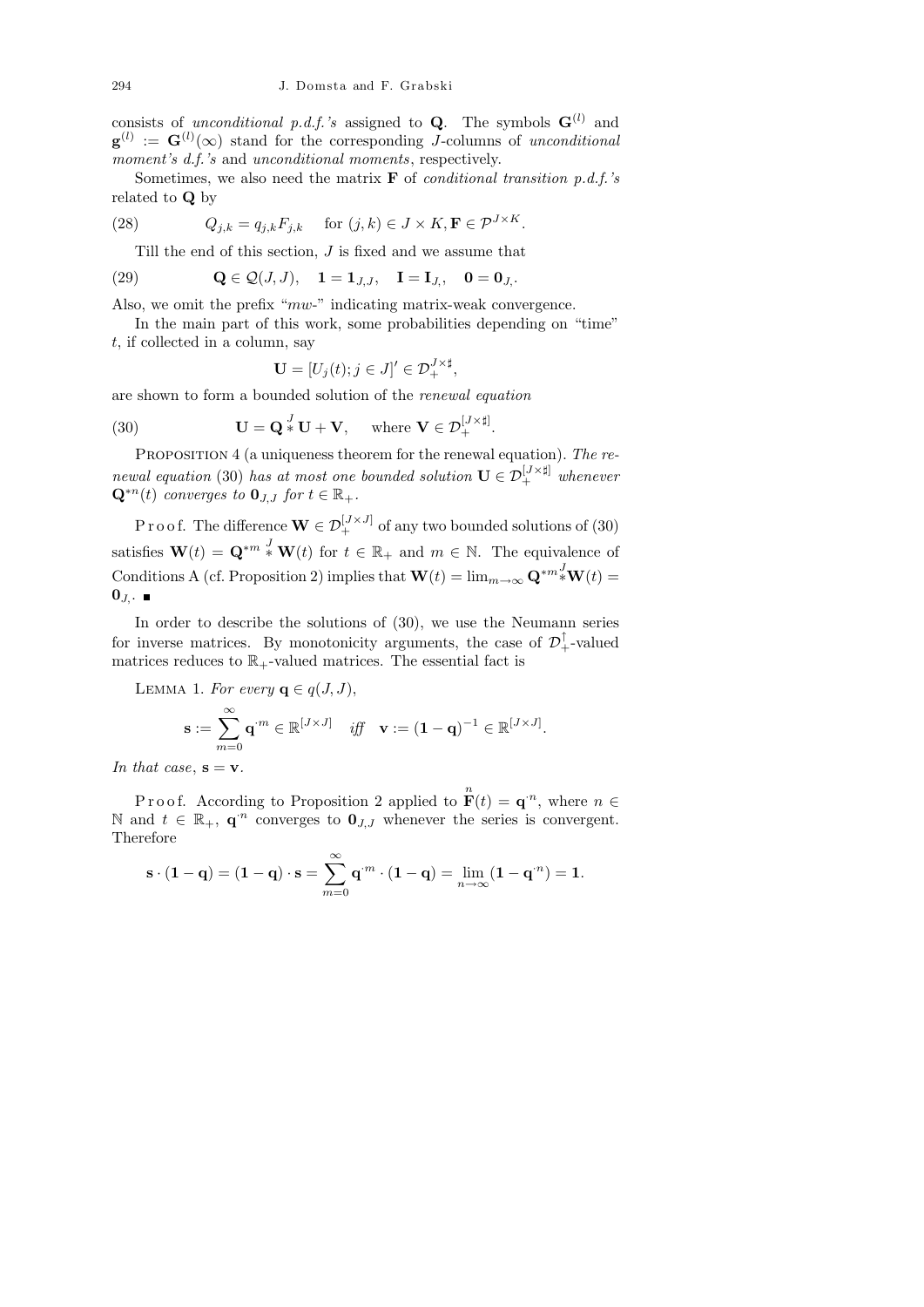consists of *unconditional p.d.f.'s* assigned to $\mathbf{Q}$. The symbols $\mathbf{G}^{(l)}$ and $\mathbf{g}^{(l)} := \mathbf{G}^{(l)}(\infty)$ stand for the corresponding $J$-columns of *unconditional moment's d.f.'s* and *unconditional moments*, respectively.

Sometimes, we also need the matrix $\mathbf{F}$ of *conditional transition p.d.f.'s* related to $\mathbf{Q}$ by

$$Q_{j,k} = q_{j,k}F_{j,k} \quad \text{for } (j,k) \in J \times K, \mathbf{F} \in \mathcal{P}^{J\times K}. \tag{28}$$

Till the end of this section, $J$ is fixed and we assume that

$$\mathbf{Q} \in \mathcal{Q}(J,J), \quad \mathbf{1} = \mathbf{1}_{J,J}, \quad \mathbf{I} = \mathbf{I}_{J,}, \quad \mathbf{0} = \mathbf{0}_{J,}. \tag{29}$$

Also, we omit the prefix "*mw*-" indicating matrix-weak convergence.

In the main part of this work, some probabilities depending on "time" $t$, if collected in a column, say

$$\mathbf{U} = [U_j(t); j \in J]' \in \mathcal{D}_+^{J\times\sharp},$$

are shown to form a bounded solution of the *renewal equation*

$$\mathbf{U} = \mathbf{Q} \overset{J}{*} \mathbf{U} + \mathbf{V}, \quad \text{where } \mathbf{V} \in \mathcal{D}_+^{[J\times\sharp]}. \tag{30}$$

Proposition 4 (a uniqueness theorem for the renewal equation). *The renewal equation* (30) *has at most one bounded solution* $\mathbf{U} \in \mathcal{D}_+^{[J\times\sharp]}$ *whenever* $\mathbf{Q}^{*n}(t)$ *converges to* $\mathbf{0}_{J,J}$ *for* $t \in \mathbb{R}_+$.

Proof. The difference $\mathbf{W} \in \mathcal{D}_+^{[J\times J]}$ of any two bounded solutions of (30) satisfies $\mathbf{W}(t) = \mathbf{Q}^{*m} \overset{J}{*} \mathbf{W}(t)$ for $t \in \mathbb{R}_+$ and $m \in \mathbb{N}$. The equivalence of Conditions A (cf. Proposition 2) implies that $\mathbf{W}(t) = \lim_{m\to\infty} \mathbf{Q}^{*m} \overset{J}{*} \mathbf{W}(t) = \mathbf{0}_{J,}$. ∎

In order to describe the solutions of (30), we use the Neumann series for inverse matrices. By monotonicity arguments, the case of $\mathcal{D}_+^{\uparrow}$-valued matrices reduces to $\mathbb{R}_+$-valued matrices. The essential fact is

Lemma 1. *For every* $\mathbf{q} \in q(J,J)$,

$$\mathbf{s} := \sum_{m=0}^{\infty} \mathbf{q}^{\cdot m} \in \mathbb{R}^{[J\times J]} \quad \textit{iff} \quad \mathbf{v} := (\mathbf{1} - \mathbf{q})^{-1} \in \mathbb{R}^{[J\times J]}.$$

*In that case*, $\mathbf{s} = \mathbf{v}$.

Proof. According to Proposition 2 applied to $\overset{n}{\mathbf{F}}(t) = \mathbf{q}^{\cdot n}$, where $n \in \mathbb{N}$ and $t \in \mathbb{R}_+$, $\mathbf{q}^{\cdot n}$ converges to $\mathbf{0}_{J,J}$ whenever the series is convergent. Therefore

$$\mathbf{s} \cdot (\mathbf{1} - \mathbf{q}) = (\mathbf{1} - \mathbf{q}) \cdot \mathbf{s} = \sum_{m=0}^{\infty} \mathbf{q}^{\cdot m} \cdot (\mathbf{1} - \mathbf{q}) = \lim_{n\to\infty} (\mathbf{1} - \mathbf{q}^{\cdot n}) = \mathbf{1}.$$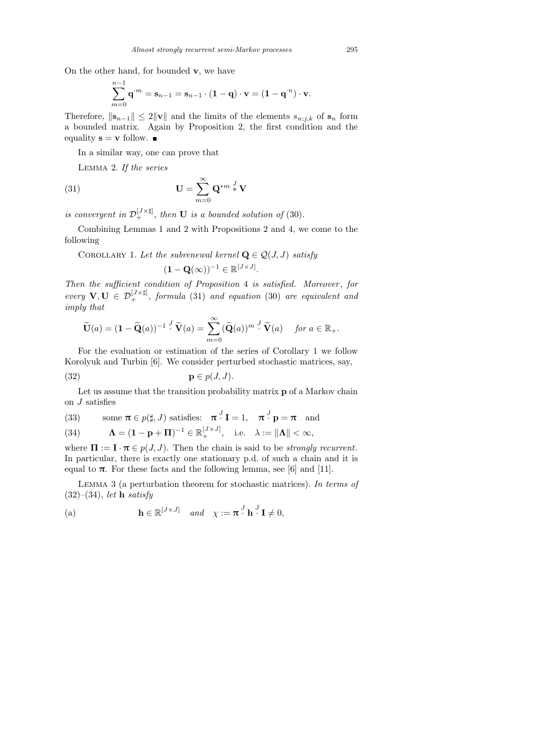On the other hand, for bounded $\mathbf{v}$, we have

$$\sum_{m=0}^{n-1} \mathbf{q}^{\cdot m} = \mathbf{s}_{n-1} = \mathbf{s}_{n-1} \cdot (\mathbf{1} - \mathbf{q}) \cdot \mathbf{v} = (\mathbf{1} - \mathbf{q}^{\cdot n}) \cdot \mathbf{v}.$$

Therefore, $\|\mathbf{s}_{n-1}\| \le 2\|\mathbf{v}\|$ and the limits of the elements $s_{n;j,k}$ of $\mathbf{s}_n$ form a bounded matrix. Again by Proposition 2, the first condition and the equality $\mathbf{s} = \mathbf{v}$ follow. ∎

In a similar way, one can prove that

Lemma 2. *If the series*

$$\mathbf{U} = \sum_{m=0}^{\infty} \mathbf{Q}^{*m} \overset{J}{*} \mathbf{V} \tag{31}$$

*is convergent in* $\mathcal{D}_{+}^{[J\times\sharp]}$, *then* $\mathbf{U}$ *is a bounded solution of* (30).

Combining Lemmas 1 and 2 with Propositions 2 and 4, we come to the following

Corollary 1. *Let the subrenewal kernel* $\mathbf{Q} \in \mathcal{Q}(J, J)$ *satisfy*

$$(\mathbf{1} - \mathbf{Q}(\infty))^{-1} \in \mathbb{R}^{[J\times J]}.$$

*Then the sufficient condition of Proposition* 4 *is satisfied. Moreover, for every* $\mathbf{V}, \mathbf{U} \in \mathcal{D}_{+}^{[J\times\sharp]}$, *formula* (31) *and equation* (30) *are equivalent and imply that*

$$\widetilde{\mathbf{U}}(a) = (\mathbf{1} - \widetilde{\mathbf{Q}}(a))^{-1} \overset{J}{\cdot} \widetilde{\mathbf{V}}(a) = \sum_{m=0}^{\infty} (\widetilde{\mathbf{Q}}(a))^{m} \overset{J}{\cdot} \widetilde{\mathbf{V}}(a) \quad \textit{for } a \in \mathbb{R}_{+}.$$

For the evaluation or estimation of the series of Corollary 1 we follow Korolyuk and Turbin [6]. We consider perturbed stochastic matrices, say,

$$\mathbf{p} \in p(J, J). \tag{32}$$

Let us assume that the transition probability matrix $\mathbf{p}$ of a Markov chain on $J$ satisfies

$$\text{some } \boldsymbol{\pi} \in p(\sharp, J) \text{ satisfies:} \quad \boldsymbol{\pi} \overset{J}{\cdot} \mathbf{I} = 1, \quad \boldsymbol{\pi} \overset{J}{\cdot} \mathbf{p} = \boldsymbol{\pi} \quad \text{and} \tag{33}$$

$$\boldsymbol{\Lambda} = (\mathbf{1} - \mathbf{p} + \boldsymbol{\Pi})^{-1} \in \mathbb{R}_{+}^{[J\times J]}, \quad \text{i.e.} \quad \lambda := \|\boldsymbol{\Lambda}\| < \infty, \tag{34}$$

where $\boldsymbol{\Pi} := \mathbf{I} \cdot \boldsymbol{\pi} \in p(J, J)$. Then the chain is said to be *strongly recurrent*. In particular, there is exactly one stationary p.d. of such a chain and it is equal to $\boldsymbol{\pi}$. For these facts and the following lemma, see [6] and [11].

Lemma 3 (a perturbation theorem for stochastic matrices). *In terms of* (32)–(34), *let* $\mathbf{h}$ *satisfy*

$$\mathbf{h} \in \mathbb{R}^{[J\times J]} \quad \textit{and} \quad \chi := \boldsymbol{\pi} \overset{J}{\cdot} \mathbf{h} \overset{J}{\cdot} \mathbf{I} \ne 0, \tag{a}$$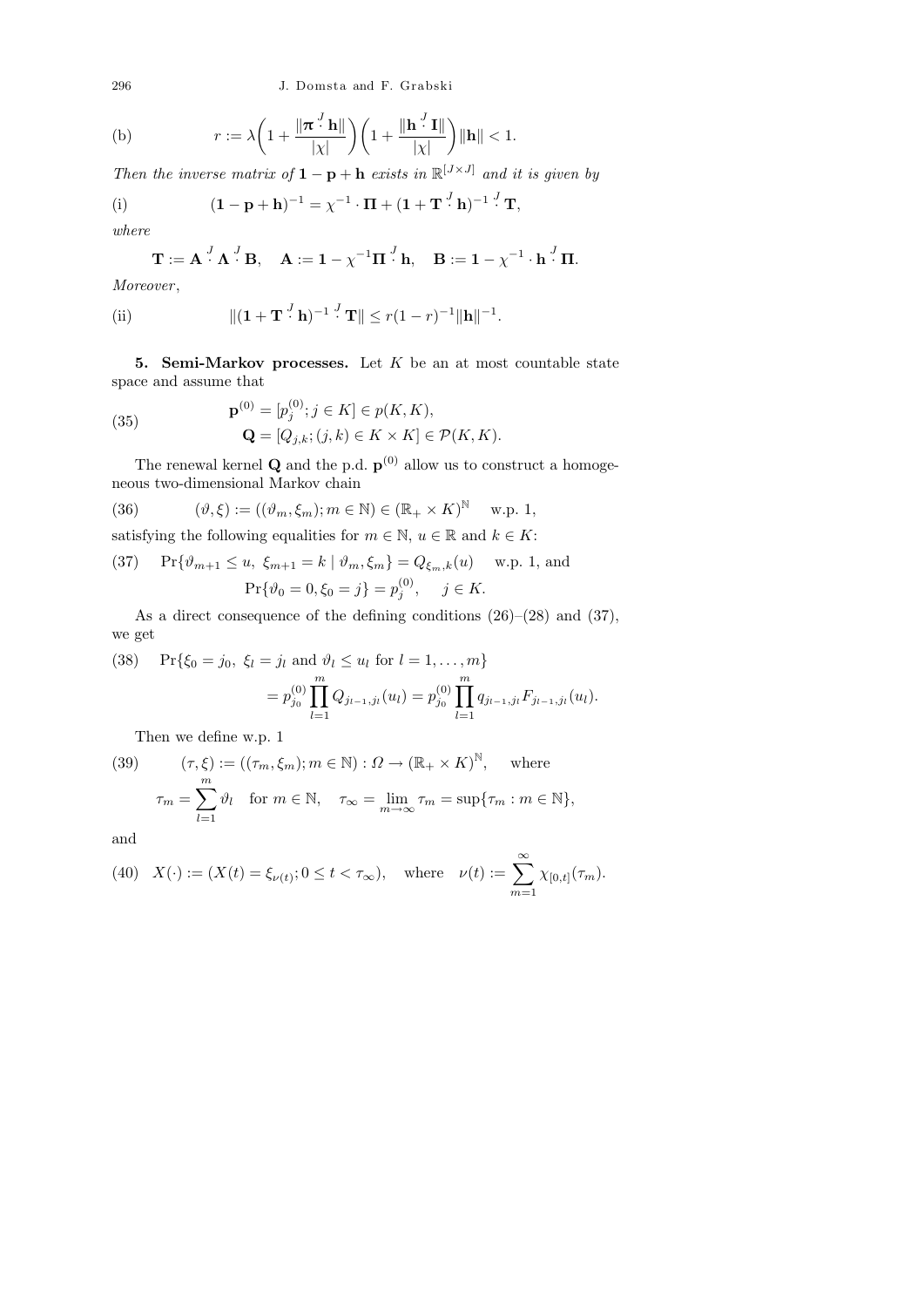(b) $$r := \lambda\left(1 + \frac{\|\boldsymbol{\pi} \overset{J}{\cdot} \mathbf{h}\|}{|\chi|}\right)\left(1 + \frac{\|\mathbf{h} \overset{J}{\cdot} \mathbf{I}\|}{|\chi|}\right)\|\mathbf{h}\| < 1.$$

*Then the inverse matrix of* $\mathbf{1} - \mathbf{p} + \mathbf{h}$ *exists in* $\mathbb{R}^{[J \times J]}$ *and it is given by*

(i) $$(\mathbf{1} - \mathbf{p} + \mathbf{h})^{-1} = \chi^{-1} \cdot \boldsymbol{\Pi} + (\mathbf{1} + \mathbf{T} \overset{J}{\cdot} \mathbf{h})^{-1} \overset{J}{\cdot} \mathbf{T},$$

*where*

$$\mathbf{T} := \mathbf{A} \overset{J}{\cdot} \boldsymbol{\Lambda} \overset{J}{\cdot} \mathbf{B}, \quad \mathbf{A} := \mathbf{1} - \chi^{-1}\boldsymbol{\Pi} \overset{J}{\cdot} \mathbf{h}, \quad \mathbf{B} := \mathbf{1} - \chi^{-1} \cdot \mathbf{h} \overset{J}{\cdot} \boldsymbol{\Pi}.$$

*Moreover*,

(ii) $$\|(\mathbf{1} + \mathbf{T} \overset{J}{\cdot} \mathbf{h})^{-1} \overset{J}{\cdot} \mathbf{T}\| \le r(1 - r)^{-1}\|\mathbf{h}\|^{-1}.$$

**5. Semi-Markov processes.** Let $K$ be an at most countable state space and assume that

$$\mathbf{p}^{(0)} = [p_j^{(0)}; j \in K] \in p(K, K), \qquad \mathbf{Q} = [Q_{j,k}; (j,k) \in K \times K] \in \mathcal{P}(K, K). \tag{35}$$

The renewal kernel $\mathbf{Q}$ and the p.d. $\mathbf{p}^{(0)}$ allow us to construct a homogeneous two-dimensional Markov chain

$$(\vartheta, \xi) := ((\vartheta_m, \xi_m); m \in \mathbb{N}) \in (\mathbb{R}_+ \times K)^{\mathbb{N}} \quad \text{w.p. 1}, \tag{36}$$

satisfying the following equalities for $m \in \mathbb{N}$, $u \in \mathbb{R}$ and $k \in K$:

$$\Pr\{\vartheta_{m+1} \le u,\ \xi_{m+1} = k \mid \vartheta_m, \xi_m\} = Q_{\xi_m,k}(u) \quad \text{w.p. 1, and} \qquad \Pr\{\vartheta_0 = 0, \xi_0 = j\} = p_j^{(0)}, \quad j \in K. \tag{37}$$

As a direct consequence of the defining conditions (26)–(28) and (37), we get

$$\Pr\{\xi_0 = j_0,\ \xi_l = j_l \text{ and } \vartheta_l \le u_l \text{ for } l = 1, \ldots, m\} = p_{j_0}^{(0)} \prod_{l=1}^{m} Q_{j_{l-1},j_l}(u_l) = p_{j_0}^{(0)} \prod_{l=1}^{m} q_{j_{l-1},j_l} F_{j_{l-1},j_l}(u_l). \tag{38}$$

Then we define w.p. 1

$$(\tau, \xi) := ((\tau_m, \xi_m); m \in \mathbb{N}) : \Omega \to (\mathbb{R}_+ \times K)^{\mathbb{N}}, \quad \text{where} \qquad \tau_m = \sum_{l=1}^{m} \vartheta_l \quad \text{for } m \in \mathbb{N}, \quad \tau_\infty = \lim_{m\to\infty} \tau_m = \sup\{\tau_m : m \in \mathbb{N}\}, \tag{39}$$

and

$$X(\cdot) := (X(t) = \xi_{\nu(t)}; 0 \le t < \tau_\infty), \quad \text{where} \quad \nu(t) := \sum_{m=1}^{\infty} \chi_{[0,t]}(\tau_m). \tag{40}$$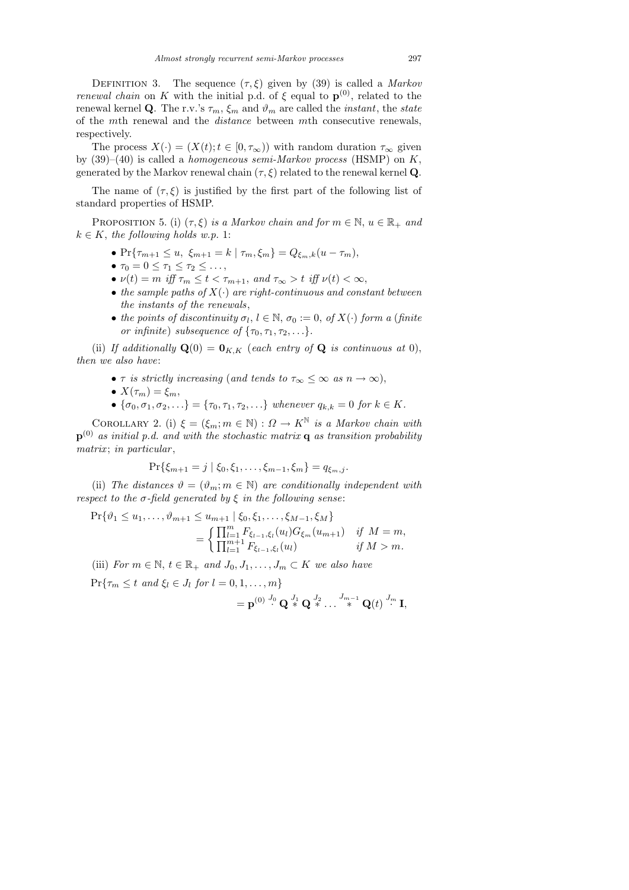Definition 3. The sequence $(\tau, \xi)$ given by (39) is called a *Markov renewal chain* on $K$ with the initial p.d. of $\xi$ equal to $\mathbf{p}^{(0)}$, related to the renewal kernel $\mathbf{Q}$. The r.v.'s $\tau_m$, $\xi_m$ and $\vartheta_m$ are called the *instant*, the *state* of the $m$th renewal and the *distance* between $m$th consecutive renewals, respectively.

The process $X(\cdot) = (X(t); t \in [0, \tau_\infty))$ with random duration $\tau_\infty$ given by (39)–(40) is called a *homogeneous semi-Markov process* (HSMP) on $K$, generated by the Markov renewal chain $(\tau, \xi)$ related to the renewal kernel $\mathbf{Q}$.

The name of $(\tau, \xi)$ is justified by the first part of the following list of standard properties of HSMP.

Proposition 5. (i) *$(\tau, \xi)$ is a Markov chain and for $m \in \mathbb{N}$, $u \in \mathbb{R}_+$ and $k \in K$, the following holds w.p. 1*:

- $\Pr\{\tau_{m+1} \le u,\ \xi_{m+1} = k \mid \tau_m, \xi_m\} = Q_{\xi_m, k}(u - \tau_m)$,
- $\tau_0 = 0 \le \tau_1 \le \tau_2 \le \ldots$,
- $\nu(t) = m$ *iff* $\tau_m \le t < \tau_{m+1}$, *and* $\tau_\infty > t$ *iff* $\nu(t) < \infty$,
- *the sample paths of $X(\cdot)$ are right-continuous and constant between the instants of the renewals*,
- *the points of discontinuity $\sigma_l$, $l \in \mathbb{N}$, $\sigma_0 := 0$, of $X(\cdot)$ form a* (*finite or infinite*) *subsequence of $\{\tau_0, \tau_1, \tau_2, \ldots\}$*.

(ii) *If additionally $\mathbf{Q}(0) = \mathbf{0}_{K,K}$* (*each entry of $\mathbf{Q}$ is continuous at* 0), *then we also have*:

- *$\tau$ is strictly increasing* (*and tends to $\tau_\infty \le \infty$ as $n \to \infty$*),
- $X(\tau_m) = \xi_m$,
- $\{\sigma_0, \sigma_1, \sigma_2, \ldots\} = \{\tau_0, \tau_1, \tau_2, \ldots\}$ *whenever $q_{k,k} = 0$ for $k \in K$*.

Corollary 2. (i) *$\xi = (\xi_m; m \in \mathbb{N}) : \Omega \to K^{\mathbb{N}}$ is a Markov chain with $\mathbf{p}^{(0)}$ as initial p.d. and with the stochastic matrix $\mathbf{q}$ as transition probability matrix*; *in particular*,

$$\Pr\{\xi_{m+1} = j \mid \xi_0, \xi_1, \ldots, \xi_{m-1}, \xi_m\} = q_{\xi_m, j}.$$

(ii) *The distances $\vartheta = (\vartheta_m; m \in \mathbb{N})$ are conditionally independent with respect to the $\sigma$-field generated by $\xi$ in the following sense*:

$$\Pr\{\vartheta_1 \le u_1, \ldots, \vartheta_{m+1} \le u_{m+1} \mid \xi_0, \xi_1, \ldots, \xi_{M-1}, \xi_M\} = \begin{cases} \prod_{l=1}^{m} F_{\xi_{l-1}, \xi_l}(u_l) G_{\xi_m}(u_{m+1}) & \text{if } M = m, \\ \prod_{l=1}^{m+1} F_{\xi_{l-1}, \xi_l}(u_l) & \text{if } M > m. \end{cases}$$

(iii) *For $m \in \mathbb{N}$, $t \in \mathbb{R}_+$ and $J_0, J_1, \ldots, J_m \subset K$ we also have*

$$\Pr\{\tau_m \le t \text{ and } \xi_l \in J_l \text{ for } l = 0, 1, \ldots, m\} = \mathbf{p}^{(0)} \overset{J_0}{\cdot} \mathbf{Q} \overset{J_1}{*} \mathbf{Q} \overset{J_2}{*} \ldots \overset{J_{m-1}}{*} \mathbf{Q}(t) \overset{J_m}{\cdot} \mathbf{I},$$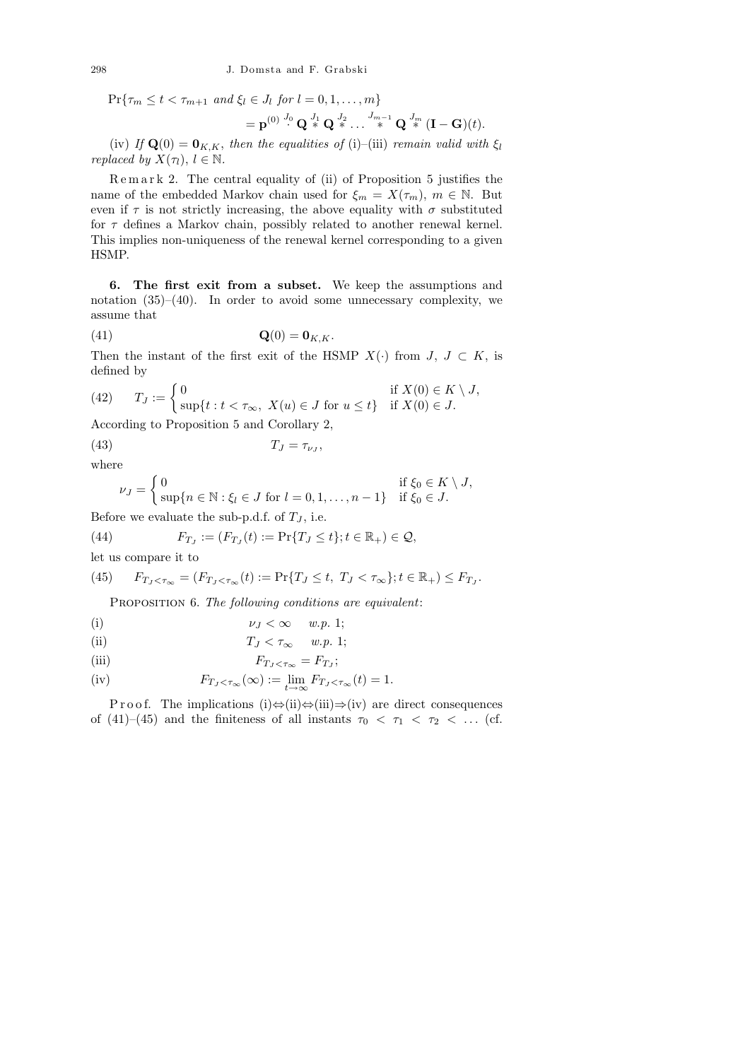$$\Pr\{\tau_m \le t < \tau_{m+1} \text{ and } \xi_l \in J_l \text{ for } l = 0, 1, \ldots, m\}$$

$$= \mathbf{p}^{(0)} \overset{J_0}{\cdot} \mathbf{Q} \overset{J_1}{*} \mathbf{Q} \overset{J_2}{*} \ldots \overset{J_{m-1}}{*} \mathbf{Q} \overset{J_m}{*} (\mathbf{I} - \mathbf{G})(t).$$

(iv) *If* $\mathbf{Q}(0) = \mathbf{0}_{K,K}$, *then the equalities of* (i)–(iii) *remain valid with* $\xi_l$ *replaced by* $X(\tau_l)$, $l \in \mathbb{N}$.

Remark 2. The central equality of (ii) of Proposition 5 justifies the name of the embedded Markov chain used for $\xi_m = X(\tau_m)$, $m \in \mathbb{N}$. But even if $\tau$ is not strictly increasing, the above equality with $\sigma$ substituted for $\tau$ defines a Markov chain, possibly related to another renewal kernel. This implies non-uniqueness of the renewal kernel corresponding to a given HSMP.

## 6. The first exit from a subset.

We keep the assumptions and notation (35)–(40). In order to avoid some unnecessary complexity, we assume that

$$\mathbf{Q}(0) = \mathbf{0}_{K,K}. \tag{41}$$

Then the instant of the first exit of the HSMP $X(\cdot)$ from $J$, $J \subset K$, is defined by

$$T_J := \begin{cases} 0 & \text{if } X(0) \in K \setminus J, \\ \sup\{t : t < \tau_\infty,\ X(u) \in J \text{ for } u \le t\} & \text{if } X(0) \in J. \end{cases} \tag{42}$$

According to Proposition 5 and Corollary 2,

$$T_J = \tau_{\nu_J}, \tag{43}$$

where

$$\nu_J = \begin{cases} 0 & \text{if } \xi_0 \in K \setminus J, \\ \sup\{n \in \mathbb{N} : \xi_l \in J \text{ for } l = 0, 1, \ldots, n-1\} & \text{if } \xi_0 \in J. \end{cases}$$

Before we evaluate the sub-p.d.f. of $T_J$, i.e.

$$F_{T_J} := (F_{T_J}(t) := \Pr\{T_J \le t\}; t \in \mathbb{R}_+) \in \mathcal{Q}, \tag{44}$$

let us compare it to

$$F_{T_J < \tau_\infty} = (F_{T_J < \tau_\infty}(t) := \Pr\{T_J \le t,\ T_J < \tau_\infty\}; t \in \mathbb{R}_+) \le F_{T_J}. \tag{45}$$

Proposition 6. *The following conditions are equivalent*:

(i) $\nu_J < \infty$ *w.p.* 1;

(ii) $T_J < \tau_\infty$ *w.p.* 1;

(iii) $F_{T_J < \tau_\infty} = F_{T_J}$;

(iv) $F_{T_J < \tau_\infty}(\infty) := \lim_{t \to \infty} F_{T_J < \tau_\infty}(t) = 1.$

Proof. The implications (i)⇔(ii)⇔(iii)⇒(iv) are direct consequences of (41)–(45) and the finiteness of all instants $\tau_0 < \tau_1 < \tau_2 < \ldots$ (cf.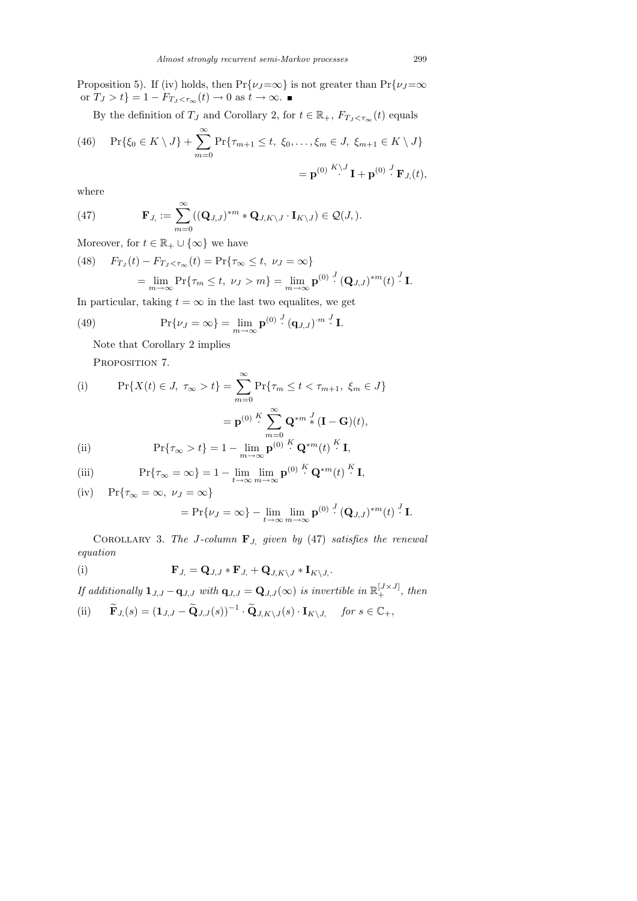Proposition 5). If (iv) holds, then $\Pr\{\nu_J{=}\infty\}$ is not greater than $\Pr\{\nu_J{=}\infty$ or $T_J > t\} = 1 - F_{T_J<\tau_\infty}(t) \to 0$ as $t \to \infty$. ∎

By the definition of $T_J$ and Corollary 2, for $t \in \mathbb{R}_+$, $F_{T_J<\tau_\infty}(t)$ equals

$$\Pr\{\xi_0 \in K \setminus J\} + \sum_{m=0}^{\infty} \Pr\{\tau_{m+1} \le t,\ \xi_0, \ldots, \xi_m \in J,\ \xi_{m+1} \in K \setminus J\} \tag{46}$$

$$= \mathbf{p}^{(0)} \overset{K\setminus J}{\cdot} \mathbf{I} + \mathbf{p}^{(0)} \overset{J}{\cdot} \mathbf{F}_{J,}(t),$$

where

$$\mathbf{F}_{J,} := \sum_{m=0}^{\infty} ((\mathbf{Q}_{J,J})^{*m} * \mathbf{Q}_{J,K\setminus J} \cdot \mathbf{I}_{K\setminus J}) \in \mathcal{Q}(J,). \tag{47}$$

Moreover, for $t \in \mathbb{R}_+ \cup \{\infty\}$ we have

$$F_{T_J}(t) - F_{T_J<\tau_\infty}(t) = \Pr\{\tau_\infty \le t,\ \nu_J = \infty\} \tag{48}$$

$$= \lim_{m\to\infty} \Pr\{\tau_m \le t,\ \nu_J > m\} = \lim_{m\to\infty} \mathbf{p}^{(0)} \overset{J}{\cdot} (\mathbf{Q}_{J,J})^{*m}(t) \overset{J}{\cdot} \mathbf{I}.$$

In particular, taking $t = \infty$ in the last two equalites, we get

$$\Pr\{\nu_J = \infty\} = \lim_{m\to\infty} \mathbf{p}^{(0)} \overset{J}{\cdot} (\mathbf{q}_{J,J})^{\cdot m} \overset{J}{\cdot} \mathbf{I}. \tag{49}$$

Note that Corollary 2 implies

Proposition 7.

(i)
$$\Pr\{X(t) \in J,\ \tau_\infty > t\} = \sum_{m=0}^{\infty} \Pr\{\tau_m \le t < \tau_{m+1},\ \xi_m \in J\}$$
$$= \mathbf{p}^{(0)} \overset{K}{\cdot} \sum_{m=0}^{\infty} \mathbf{Q}^{*m} \overset{J}{*} (\mathbf{I} - \mathbf{G})(t),$$

(ii)
$$\Pr\{\tau_\infty > t\} = 1 - \lim_{m\to\infty} \mathbf{p}^{(0)} \overset{K}{\cdot} \mathbf{Q}^{*m}(t) \overset{K}{\cdot} \mathbf{I},$$

(iii)
$$\Pr\{\tau_\infty = \infty\} = 1 - \lim_{t\to\infty} \lim_{m\to\infty} \mathbf{p}^{(0)} \overset{K}{\cdot} \mathbf{Q}^{*m}(t) \overset{K}{\cdot} \mathbf{I},$$

(iv) $\Pr\{\tau_\infty = \infty,\ \nu_J = \infty\}$
$$= \Pr\{\nu_J = \infty\} - \lim_{t\to\infty} \lim_{m\to\infty} \mathbf{p}^{(0)} \overset{J}{\cdot} (\mathbf{Q}_{J,J})^{*m}(t) \overset{J}{\cdot} \mathbf{I}.$$

Corollary 3. *The $J$-column $\mathbf{F}_{J,}$ given by* (47) *satisfies the renewal equation*

(i)
$$\mathbf{F}_{J,} = \mathbf{Q}_{J,J} * \mathbf{F}_{J,} + \mathbf{Q}_{J,K\setminus J} * \mathbf{I}_{K\setminus J,}.$$

*If additionally $\mathbf{1}_{J,J} - \mathbf{q}_{J,J}$ with $\mathbf{q}_{J,J} = \mathbf{Q}_{J,J}(\infty)$ is invertible in $\mathbb{R}_+^{[J\times J]}$, then*

(ii)
$$\widetilde{\mathbf{F}}_{J,}(s) = (\mathbf{1}_{J,J} - \widetilde{\mathbf{Q}}_{J,J}(s))^{-1} \cdot \widetilde{\mathbf{Q}}_{J,K\setminus J}(s) \cdot \mathbf{I}_{K\setminus J,} \quad \textit{for } s \in \mathbb{C}_+,$$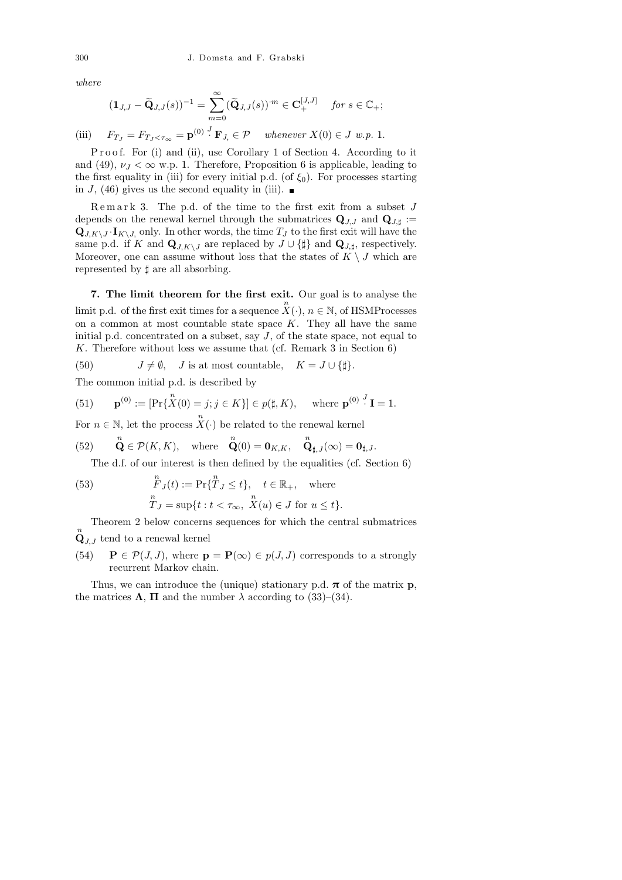*where*

$$(\mathbf{1}_{J,J} - \widetilde{\mathbf{Q}}_{J,J}(s))^{-1} = \sum_{m=0}^{\infty} (\widetilde{\mathbf{Q}}_{J,J}(s))^{\cdot m} \in \mathbf{C}_{+}^{[J,J]} \quad \text{for } s \in \mathbb{C}_{+};$$

(iii) $\quad F_{T_J} = F_{T_J < \tau_\infty} = \mathbf{p}^{(0)} \overset{J}{\cdot} \mathbf{F}_{J,} \in \mathcal{P} \quad$ *whenever* $X(0) \in J$ *w.p.* 1.

Proof. For (i) and (ii), use Corollary 1 of Section 4. According to it and (49), $\nu_J < \infty$ w.p. 1. Therefore, Proposition 6 is applicable, leading to the first equality in (iii) for every initial p.d. (of $\xi_0$). For processes starting in $J$, (46) gives us the second equality in (iii). ∎

Remark 3. The p.d. of the time to the first exit from a subset $J$ depends on the renewal kernel through the submatrices $\mathbf{Q}_{J,J}$ and $\mathbf{Q}_{J,\sharp} := \mathbf{Q}_{J,K\setminus J} \cdot \mathbf{I}_{K\setminus J,}$ only. In other words, the time $T_J$ to the first exit will have the same p.d. if $K$ and $\mathbf{Q}_{J,K\setminus J}$ are replaced by $J \cup \{\sharp\}$ and $\mathbf{Q}_{J,\sharp}$, respectively. Moreover, one can assume without loss that the states of $K \setminus J$ which are represented by $\sharp$ are all absorbing.

## 7. The limit theorem for the first exit.

Our goal is to analyse the limit p.d. of the first exit times for a sequence $\overset{n}{X}(\cdot)$, $n \in \mathbb{N}$, of HSMProcesses on a common at most countable state space $K$. They all have the same initial p.d. concentrated on a subset, say $J$, of the state space, not equal to $K$. Therefore without loss we assume that (cf. Remark 3 in Section 6)

$$(50) \qquad J \neq \emptyset, \quad J \text{ is at most countable}, \quad K = J \cup \{\sharp\}.$$

The common initial p.d. is described by

$$(51) \qquad \mathbf{p}^{(0)} := [\Pr\{\overset{n}{X}(0) = j; j \in K\}] \in p(\sharp, K), \quad \text{where } \mathbf{p}^{(0)} \overset{J}{\cdot} \mathbf{I} = 1.$$

For $n \in \mathbb{N}$, let the process $\overset{n}{X}(\cdot)$ be related to the renewal kernel

$$(52) \qquad \overset{n}{\mathbf{Q}} \in \mathcal{P}(K,K), \quad \text{where} \quad \overset{n}{\mathbf{Q}}(0) = \mathbf{0}_{K,K}, \quad \overset{n}{\mathbf{Q}}_{\sharp,J}(\infty) = \mathbf{0}_{\sharp,J}.$$

The d.f. of our interest is then defined by the equalities (cf. Section 6)

$$(53) \qquad \begin{aligned} &\overset{n}{F}_J(t) := \Pr\{\overset{n}{T}_J \le t\}, \quad t \in \mathbb{R}_+, \quad \text{where} \\ &\overset{n}{T}_J = \sup\{t : t < \tau_\infty, \ \overset{n}{X}(u) \in J \text{ for } u \le t\}. \end{aligned}$$

Theorem 2 below concerns sequences for which the central submatrices $\overset{n}{\mathbf{Q}}_{J,J}$ tend to a renewal kernel

(54) $\quad \mathbf{P} \in \mathcal{P}(J,J)$, where $\mathbf{p} = \mathbf{P}(\infty) \in p(J,J)$ corresponds to a strongly recurrent Markov chain.

Thus, we can introduce the (unique) stationary p.d. $\boldsymbol{\pi}$ of the matrix $\mathbf{p}$, the matrices $\boldsymbol{\Lambda}$, $\boldsymbol{\Pi}$ and the number $\lambda$ according to (33)–(34).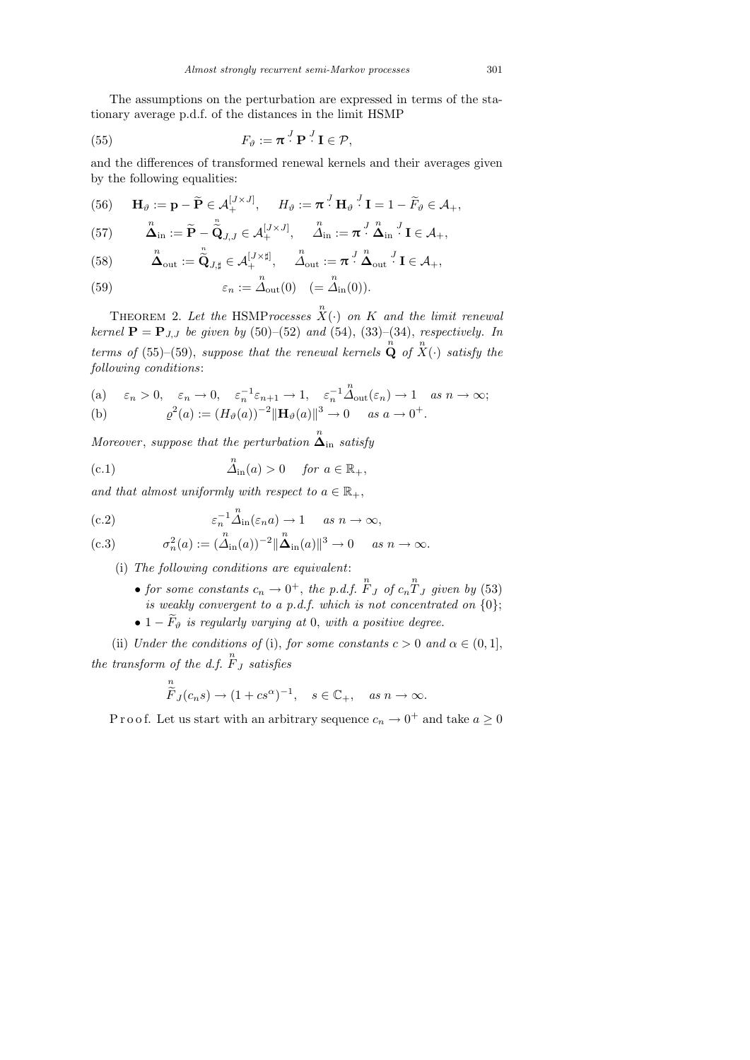The assumptions on the perturbation are expressed in terms of the stationary average p.d.f. of the distances in the limit HSMP

$$F_\vartheta := \boldsymbol{\pi} \overset{J}{\cdot} \mathbf{P} \overset{J}{\cdot} \mathbf{I} \in \mathcal{P}, \tag{55}$$

and the differences of transformed renewal kernels and their averages given by the following equalities:

$$\mathbf{H}_\vartheta := \mathbf{p} - \widetilde{\mathbf{P}} \in \mathcal{A}_+^{[J\times J]}, \quad H_\vartheta := \boldsymbol{\pi} \overset{J}{\cdot} \mathbf{H}_\vartheta \overset{J}{\cdot} \mathbf{I} = 1 - \widetilde{F}_\vartheta \in \mathcal{A}_+, \tag{56}$$

$$\overset{n}{\boldsymbol{\Delta}}_{\text{in}} := \widetilde{\mathbf{P}} - \overset{n}{\widetilde{\mathbf{Q}}}_{J,J} \in \mathcal{A}_+^{[J\times J]}, \quad \overset{n}{\Delta}_{\text{in}} := \boldsymbol{\pi} \overset{J}{\cdot} \overset{n}{\boldsymbol{\Delta}}_{\text{in}} \overset{J}{\cdot} \mathbf{I} \in \mathcal{A}_+, \tag{57}$$

$$\overset{n}{\boldsymbol{\Delta}}_{\text{out}} := \overset{n}{\widetilde{\mathbf{Q}}}_{J,\sharp} \in \mathcal{A}_+^{[J\times \sharp]}, \quad \overset{n}{\Delta}_{\text{out}} := \boldsymbol{\pi} \overset{J}{\cdot} \overset{n}{\boldsymbol{\Delta}}_{\text{out}} \overset{J}{\cdot} \mathbf{I} \in \mathcal{A}_+, \tag{58}$$

$$\varepsilon_n := \overset{n}{\Delta}_{\text{out}}(0) \quad (= \overset{n}{\Delta}_{\text{in}}(0)). \tag{59}$$

Theorem 2. *Let the* HSMP*processes* $\overset{n}{X}(\cdot)$ *on* $K$ *and the limit renewal kernel* $\mathbf{P} = \mathbf{P}_{J,J}$ *be given by* (50)–(52) *and* (54), (33)–(34), *respectively. In terms of* (55)–(59), *suppose that the renewal kernels* $\overset{n}{\mathbf{Q}}$ *of* $\overset{n}{X}(\cdot)$ *satisfy the following conditions*:

(a) $\quad \varepsilon_n > 0, \quad \varepsilon_n \to 0, \quad \varepsilon_n^{-1}\varepsilon_{n+1} \to 1, \quad \varepsilon_n^{-1}\overset{n}{\Delta}_{\text{out}}(\varepsilon_n) \to 1 \quad$ *as* $n \to \infty$;

(b) $\quad \varrho^2(a) := (H_\vartheta(a))^{-2}\|\mathbf{H}_\vartheta(a)\|^3 \to 0 \quad$ *as* $a \to 0^+$.

*Moreover*, *suppose that the perturbation* $\overset{n}{\boldsymbol{\Delta}}_{\text{in}}$ *satisfy*

$$\overset{n}{\Delta}_{\text{in}}(a) > 0 \quad \textit{for } a \in \mathbb{R}_+, \tag{c.1}$$

*and that almost uniformly with respect to* $a \in \mathbb{R}_+$,

$$\varepsilon_n^{-1}\overset{n}{\Delta}_{\text{in}}(\varepsilon_n a) \to 1 \quad \textit{as } n \to \infty, \tag{c.2}$$

$$\sigma_n^2(a) := (\overset{n}{\Delta}_{\text{in}}(a))^{-2}\|\overset{n}{\boldsymbol{\Delta}}_{\text{in}}(a)\|^3 \to 0 \quad \textit{as } n \to \infty. \tag{c.3}$$

(i) *The following conditions are equivalent*:

- *for some constants* $c_n \to 0^+$, *the p.d.f.* $\overset{n}{F}_J$ *of* $c_n\overset{n}{T}_J$ *given by* (53) *is weakly convergent to a p.d.f. which is not concentrated on* $\{0\}$;
- $1 - \widetilde{F}_\vartheta$ *is regularly varying at* 0, *with a positive degree.*

(ii) *Under the conditions of* (i), *for some constants* $c > 0$ *and* $\alpha \in (0, 1]$, *the transform of the d.f.* $\overset{n}{F}_J$ *satisfies*

$$\overset{n}{\widetilde{F}}_J(c_n s) \to (1 + cs^\alpha)^{-1}, \quad s \in \mathbb{C}_+, \quad \textit{as } n \to \infty.$$

Proof. Let us start with an arbitrary sequence $c_n \to 0^+$ and take $a \geq 0$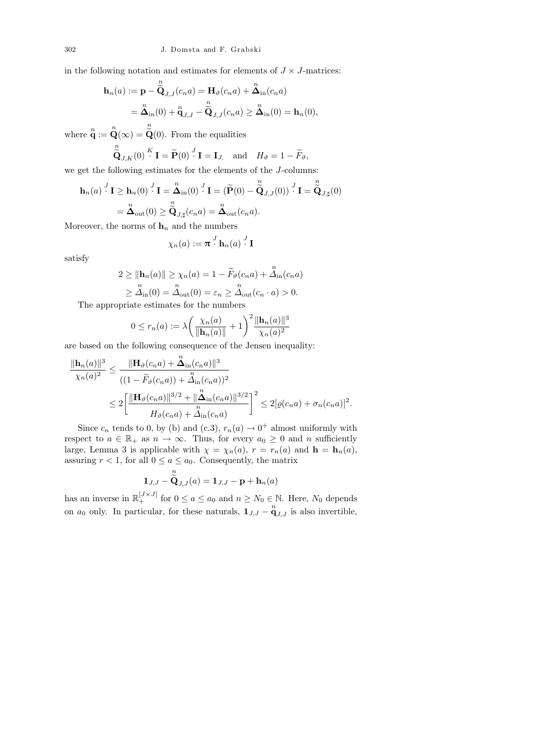in the following notation and estimates for elements of $J \times J$-matrices:

$$\mathbf{h}_n(a) := \mathbf{p} - \overset{n}{\widetilde{\mathbf{Q}}}_{J,J}(c_n a) = \mathbf{H}_\vartheta(c_n a) + \overset{n}{\mathbf{\Delta}}_{\rm in}(c_n a)$$
$$= \overset{n}{\mathbf{\Delta}}_{\rm in}(0) + \overset{n}{\mathbf{q}}_{J,J} - \overset{n}{\widetilde{\mathbf{Q}}}_{J,J}(c_n a) \geq \overset{n}{\mathbf{\Delta}}_{\rm in}(0) = \mathbf{h}_n(0),$$

where $\overset{n}{\mathbf{q}} := \overset{n}{\mathbf{Q}}(\infty) = \overset{n}{\widetilde{\mathbf{Q}}}(0)$. From the equalities

$$\overset{n}{\widetilde{\mathbf{Q}}}_{J,K}(0) \overset{K}{\cdot} \mathbf{I} = \widetilde{\mathbf{P}}(0) \overset{J}{\cdot} \mathbf{I} = \mathbf{I}_J, \quad \text{and} \quad H_\vartheta = 1 - \widetilde{F}_\vartheta,$$

we get the following estimates for the elements of the $J$-columns:

$$\mathbf{h}_n(a) \overset{J}{\cdot} \mathbf{I} \geq \mathbf{h}_n(0) \overset{J}{\cdot} \mathbf{I} = \overset{n}{\mathbf{\Delta}}_{\rm in}(0) \overset{J}{\cdot} \mathbf{I} = (\widetilde{\mathbf{P}}(0) - \overset{n}{\widetilde{\mathbf{Q}}}_{J,J}(0)) \overset{J}{\cdot} \mathbf{I} = \overset{n}{\widetilde{\mathbf{Q}}}_{J,\sharp}(0)$$
$$= \overset{n}{\mathbf{\Delta}}_{\rm out}(0) \geq \overset{n}{\widetilde{\mathbf{Q}}}_{J,\sharp}(c_n a) = \overset{n}{\mathbf{\Delta}}_{\rm out}(c_n a).$$

Moreover, the norms of $\mathbf{h}_n$ and the numbers

$$\chi_n(a) := \boldsymbol{\pi} \overset{J}{\cdot} \mathbf{h}_n(a) \overset{J}{\cdot} \mathbf{I}$$

satisfy

$$2 \geq \|\mathbf{h}_n(a)\| \geq \chi_n(a) = 1 - \widetilde{F}_\vartheta(c_n a) + \overset{n}{\Delta}_{\rm in}(c_n a)$$
$$\geq \overset{n}{\Delta}_{\rm in}(0) = \overset{n}{\Delta}_{\rm out}(0) = \varepsilon_n \geq \overset{n}{\Delta}_{\rm out}(c_n \cdot a) > 0.$$

The appropriate estimates for the numbers

$$0 \leq r_n(a) := \lambda\bigg(\frac{\chi_n(a)}{\|\mathbf{h}_n(a)\|} + 1\bigg)^2 \frac{\|\mathbf{h}_n(a)\|^3}{\chi_n(a)^2}$$

are based on the following consequence of the Jensen inequality:

$$\frac{\|\mathbf{h}_n(a)\|^3}{\chi_n(a)^2} \leq \frac{\|\mathbf{H}_\vartheta(c_n a) + \overset{n}{\mathbf{\Delta}}_{\rm in}(c_n a)\|^3}{((1 - \widetilde{F}_\vartheta(c_n a)) + \overset{n}{\Delta}_{\rm in}(c_n a))^2}$$
$$\leq 2\bigg[\frac{\|\mathbf{H}_\vartheta(c_n a)\|^{3/2} + \|\overset{n}{\mathbf{\Delta}}_{\rm in}(c_n a)\|^{3/2}}{H_\vartheta(c_n a) + \overset{n}{\Delta}_{\rm in}(c_n a)}\bigg]^2 \leq 2[\varrho(c_n a) + \sigma_n(c_n a)]^2.$$

Since $c_n$ tends to 0, by (b) and (c.3), $r_n(a) \to 0^+$ almost uniformly with respect to $a \in \mathbb{R}_+$ as $n \to \infty$. Thus, for every $a_0 \geq 0$ and $n$ sufficiently large, Lemma 3 is applicable with $\chi = \chi_n(a)$, $r = r_n(a)$ and $\mathbf{h} = \mathbf{h}_n(a)$, assuring $r < 1$, for all $0 \leq a \leq a_0$. Consequently, the matrix

$$\mathbf{1}_{J,J} - \overset{n}{\widetilde{\mathbf{Q}}}_{J,J}(a) = \mathbf{1}_{J,J} - \mathbf{p} + \mathbf{h}_n(a)$$

has an inverse in $\mathbb{R}_+^{[J\times J]}$ for $0 \leq a \leq a_0$ and $n \geq N_0 \in \mathbb{N}$. Here, $N_0$ depends on $a_0$ only. In particular, for these naturals, $\mathbf{1}_{J,J} - \overset{n}{\mathbf{q}}_{J,J}$ is also invertible,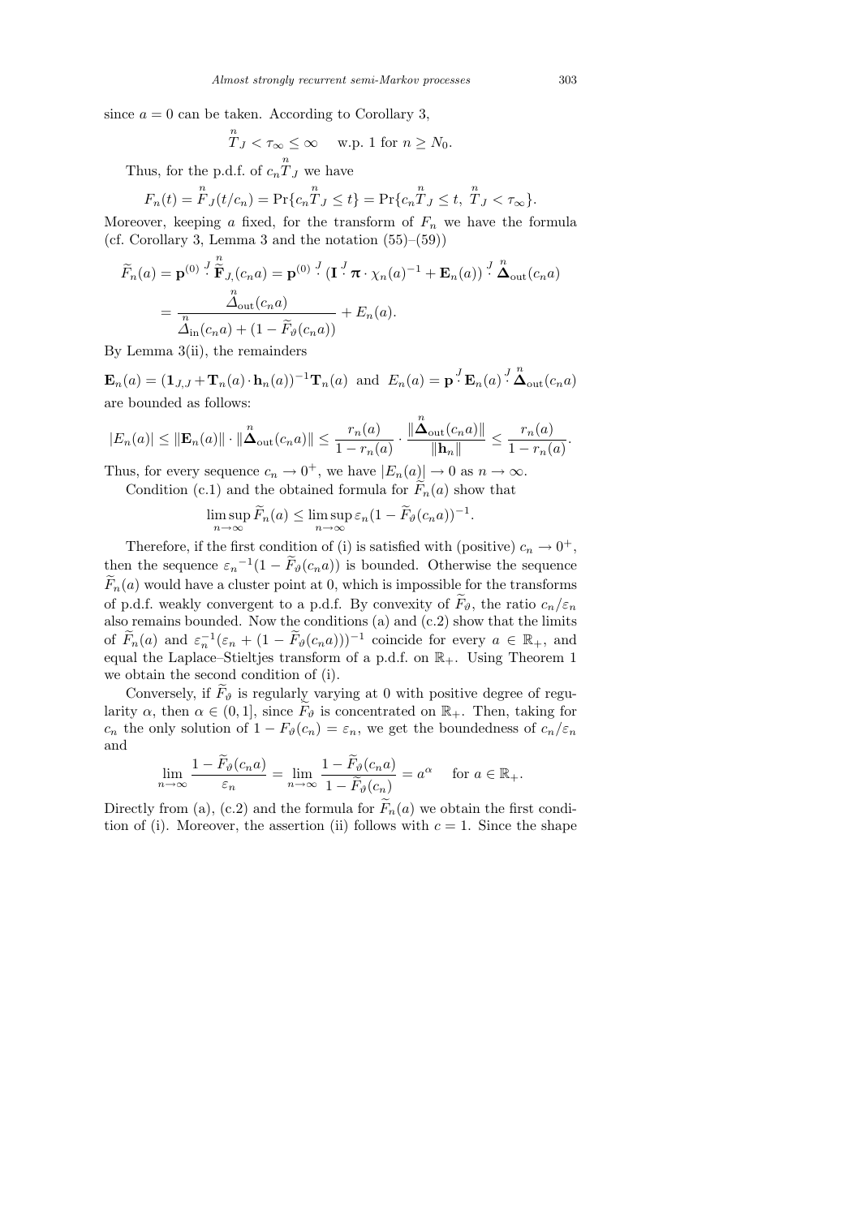since $a = 0$ can be taken. According to Corollary 3,

$$\overset{n}{T}_J < \tau_\infty \le \infty \quad \text{w.p. 1 for } n \ge N_0.$$

Thus, for the p.d.f. of $c_n \overset{n}{T}_J$ we have

$$F_n(t) = \overset{n}{F}_J(t/c_n) = \Pr\{c_n \overset{n}{T}_J \le t\} = \Pr\{c_n \overset{n}{T}_J \le t,\ \overset{n}{T}_J < \tau_\infty\}.$$

Moreover, keeping $a$ fixed, for the transform of $F_n$ we have the formula (cf. Corollary 3, Lemma 3 and the notation (55)–(59))

$$\begin{aligned}
\widetilde{F}_n(a) &= \mathbf{p}^{(0)} \overset{J}{\cdot} \overset{n}{\widetilde{\mathbf{F}}}_{J,}(c_n a) = \mathbf{p}^{(0)} \overset{J}{\cdot} (\mathbf{I} \overset{J}{\cdot} \boldsymbol{\pi} \cdot \chi_n(a)^{-1} + \mathbf{E}_n(a)) \overset{J}{\cdot} \overset{n}{\boldsymbol{\Delta}}_{\text{out}}(c_n a) \\
&= \frac{\overset{n}{\Delta}_{\text{out}}(c_n a)}{\overset{n}{\Delta}_{\text{in}}(c_n a) + (1 - \widetilde{F}_\vartheta(c_n a))} + E_n(a).
\end{aligned}$$

By Lemma 3(ii), the remainders

$$\mathbf{E}_n(a) = (\mathbf{1}_{J,J} + \mathbf{T}_n(a) \cdot \mathbf{h}_n(a))^{-1} \mathbf{T}_n(a) \quad \text{and} \quad E_n(a) = \mathbf{p} \overset{J}{\cdot} \mathbf{E}_n(a) \overset{J}{\cdot} \overset{n}{\boldsymbol{\Delta}}_{\text{out}}(c_n a)$$

are bounded as follows:

$$|E_n(a)| \le \|\mathbf{E}_n(a)\| \cdot \|\overset{n}{\boldsymbol{\Delta}}_{\text{out}}(c_n a)\| \le \frac{r_n(a)}{1 - r_n(a)} \cdot \frac{\|\overset{n}{\boldsymbol{\Delta}}_{\text{out}}(c_n a)\|}{\|\mathbf{h}_n\|} \le \frac{r_n(a)}{1 - r_n(a)}.$$

Thus, for every sequence $c_n \to 0^+$, we have $|E_n(a)| \to 0$ as $n \to \infty$.

Condition (c.1) and the obtained formula for $\widetilde{F}_n(a)$ show that

$$\limsup_{n \to \infty} \widetilde{F}_n(a) \le \limsup_{n \to \infty} \varepsilon_n (1 - \widetilde{F}_\vartheta(c_n a))^{-1}.$$

Therefore, if the first condition of (i) is satisfied with (positive) $c_n \to 0^+$, then the sequence ${\varepsilon_n}^{-1}(1 - \widetilde{F}_\vartheta(c_n a))$ is bounded. Otherwise the sequence $\widetilde{F}_n(a)$ would have a cluster point at 0, which is impossible for the transforms of p.d.f. weakly convergent to a p.d.f. By convexity of $\widetilde{F}_\vartheta$, the ratio $c_n/\varepsilon_n$ also remains bounded. Now the conditions (a) and (c.2) show that the limits of $\widetilde{F}_n(a)$ and $\varepsilon_n^{-1}(\varepsilon_n + (1 - \widetilde{F}_\vartheta(c_n a)))^{-1}$ coincide for every $a \in \mathbb{R}_+$, and equal the Laplace–Stieltjes transform of a p.d.f. on $\mathbb{R}_+$. Using Theorem 1 we obtain the second condition of (i).

Conversely, if $\widetilde{F}_\vartheta$ is regularly varying at 0 with positive degree of regularity $\alpha$, then $\alpha \in (0, 1]$, since $\widetilde{F}_\vartheta$ is concentrated on $\mathbb{R}_+$. Then, taking for $c_n$ the only solution of $1 - F_\vartheta(c_n) = \varepsilon_n$, we get the boundedness of $c_n/\varepsilon_n$ and

$$\lim_{n \to \infty} \frac{1 - \widetilde{F}_\vartheta(c_n a)}{\varepsilon_n} = \lim_{n \to \infty} \frac{1 - \widetilde{F}_\vartheta(c_n a)}{1 - \widetilde{F}_\vartheta(c_n)} = a^\alpha \quad \text{for } a \in \mathbb{R}_+.$$

Directly from (a), (c.2) and the formula for $\widetilde{F}_n(a)$ we obtain the first condition of (i). Moreover, the assertion (ii) follows with $c = 1$. Since the shape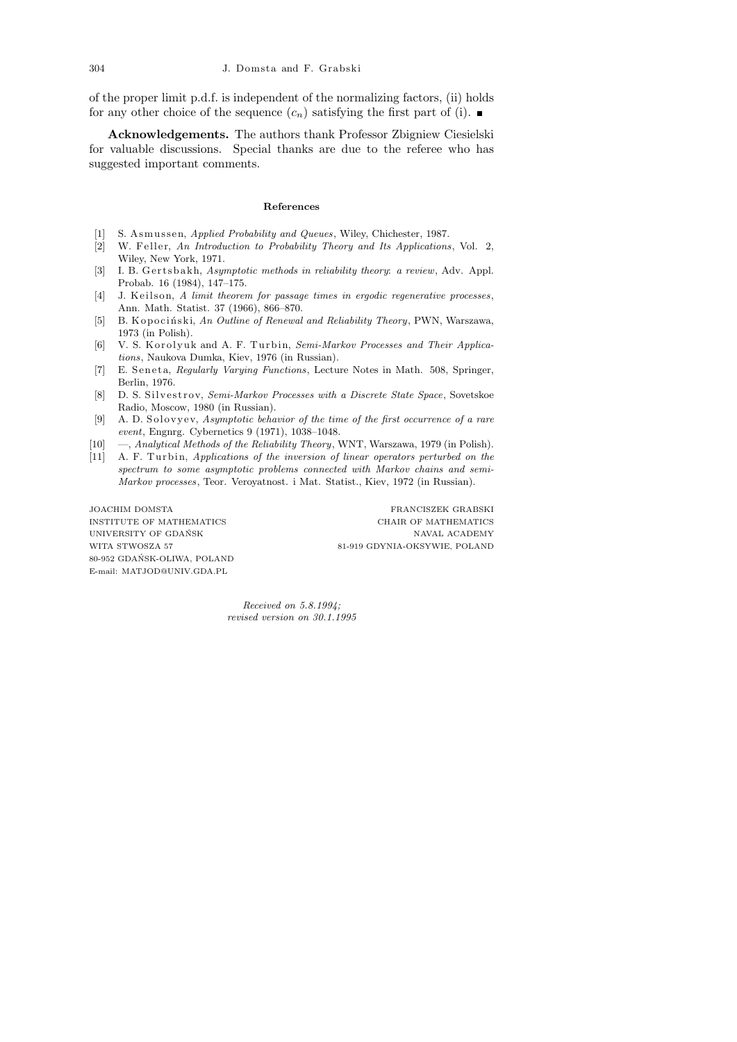of the proper limit p.d.f. is independent of the normalizing factors, (ii) holds for any other choice of the sequence $(c_n)$ satisfying the first part of (i). ∎

**Acknowledgements.** The authors thank Professor Zbigniew Ciesielski for valuable discussions. Special thanks are due to the referee who has suggested important comments.

#### References

[1] S. Asmussen, *Applied Probability and Queues*, Wiley, Chichester, 1987.

[2] W. Feller, *An Introduction to Probability Theory and Its Applications*, Vol. 2, Wiley, New York, 1971.

[3] I. B. Gertsbakh, *Asymptotic methods in reliability theory: a review*, Adv. Appl. Probab. 16 (1984), 147–175.

[4] J. Keilson, *A limit theorem for passage times in ergodic regenerative processes*, Ann. Math. Statist. 37 (1966), 866–870.

[5] B. Kopociński, *An Outline of Renewal and Reliability Theory*, PWN, Warszawa, 1973 (in Polish).

[6] V. S. Korolyuk and A. F. Turbin, *Semi-Markov Processes and Their Applications*, Naukova Dumka, Kiev, 1976 (in Russian).

[7] E. Seneta, *Regularly Varying Functions*, Lecture Notes in Math. 508, Springer, Berlin, 1976.

[8] D. S. Silvestrov, *Semi-Markov Processes with a Discrete State Space*, Sovetskoe Radio, Moscow, 1980 (in Russian).

[9] A. D. Solovyev, *Asymptotic behavior of the time of the first occurrence of a rare event*, Engnrg. Cybernetics 9 (1971), 1038–1048.

[10] —, *Analytical Methods of the Reliability Theory*, WNT, Warszawa, 1979 (in Polish).

[11] A. F. Turbin, *Applications of the inversion of linear operators perturbed on the spectrum to some asymptotic problems connected with Markov chains and semi-Markov processes*, Teor. Veroyatnost. i Mat. Statist., Kiev, 1972 (in Russian).

JOACHIM DOMSTA
INSTITUTE OF MATHEMATICS
UNIVERSITY OF GDAŃSK
WITA STWOSZA 57
80-952 GDAŃSK-OLIWA, POLAND
E-mail: MATJOD@UNIV.GDA.PL

FRANCISZEK GRABSKI
CHAIR OF MATHEMATICS
NAVAL ACADEMY
81-919 GDYNIA-OKSYWIE, POLAND

*Received on 5.8.1994;*
*revised version on 30.1.1995*